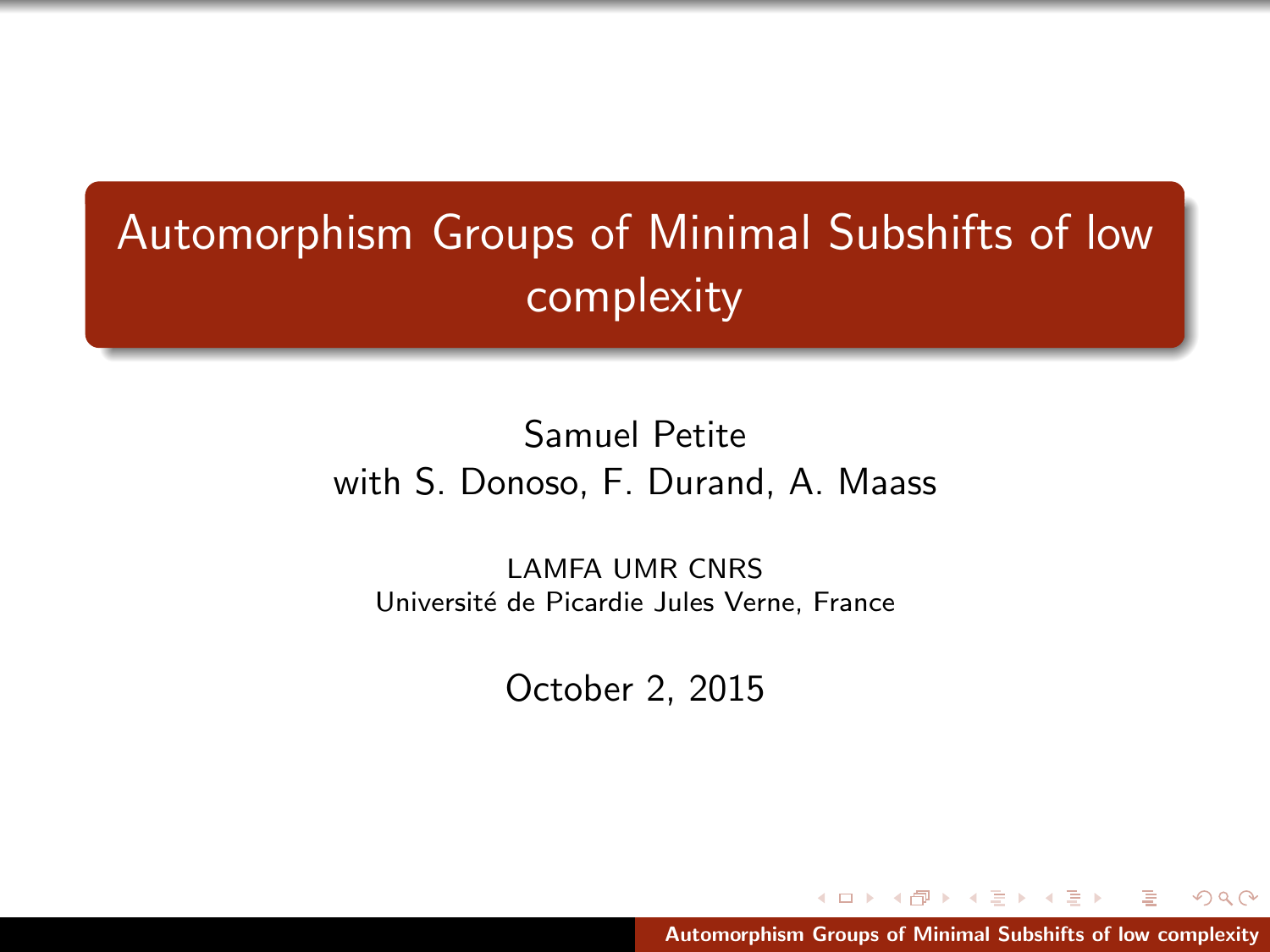# Automorphism Groups of Minimal Subshifts of low complexity

Samuel Petite
with S. Donoso, F. Durand, A. Maass

LAMFA UMR CNRS
Université de Picardie Jules Verne, France

October 2, 2015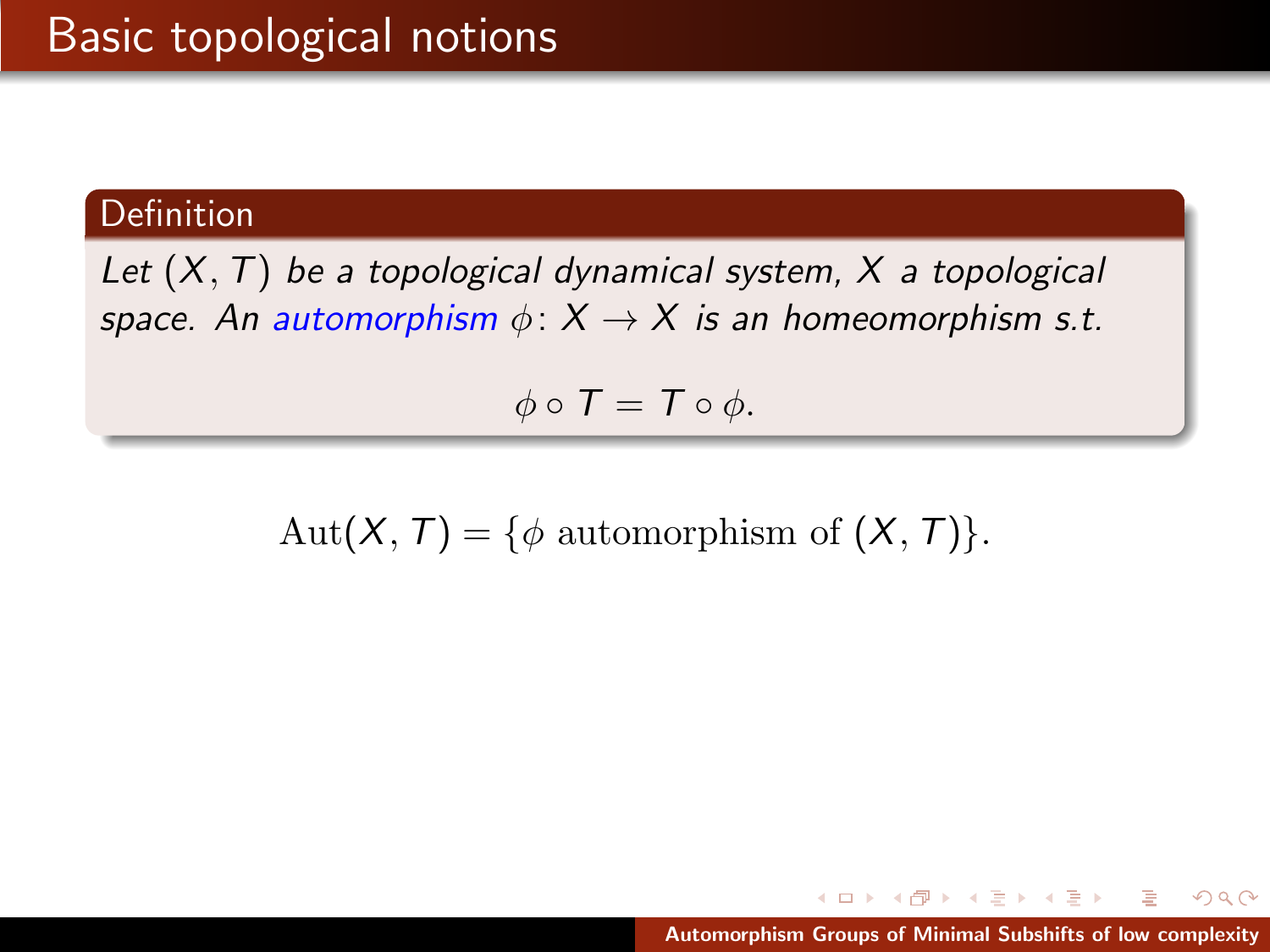# Basic topological notions

**Definition**

*Let $(X, T)$ be a topological dynamical system, $X$ a topological space. An automorphism $\phi \colon X \to X$ is an homeomorphism s.t.*

$$\phi \circ T = T \circ \phi.$$

$$\mathrm{Aut}(X, T) = \{\phi \text{ automorphism of } (X, T)\}.$$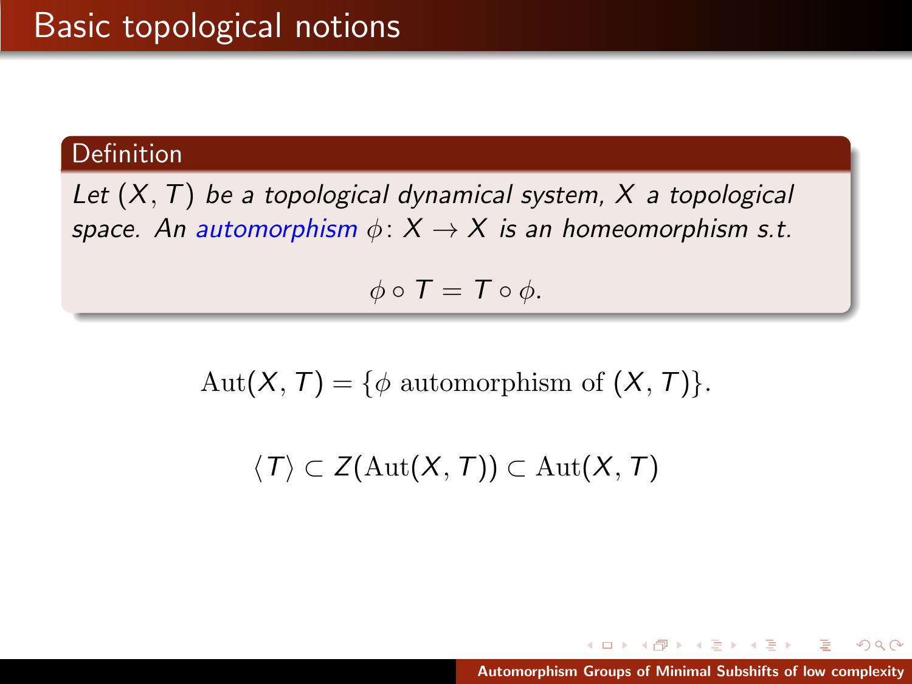# Basic topological notions

**Definition**

*Let $(X, T)$ be a topological dynamical system, $X$ a topological space. An automorphism $\phi \colon X \to X$ is an homeomorphism s.t.*

$$\phi \circ T = T \circ \phi.$$

$$\mathrm{Aut}(X, T) = \{\phi \text{ automorphism of } (X, T)\}.$$

$$\langle T \rangle \subset Z(\mathrm{Aut}(X, T)) \subset \mathrm{Aut}(X, T)$$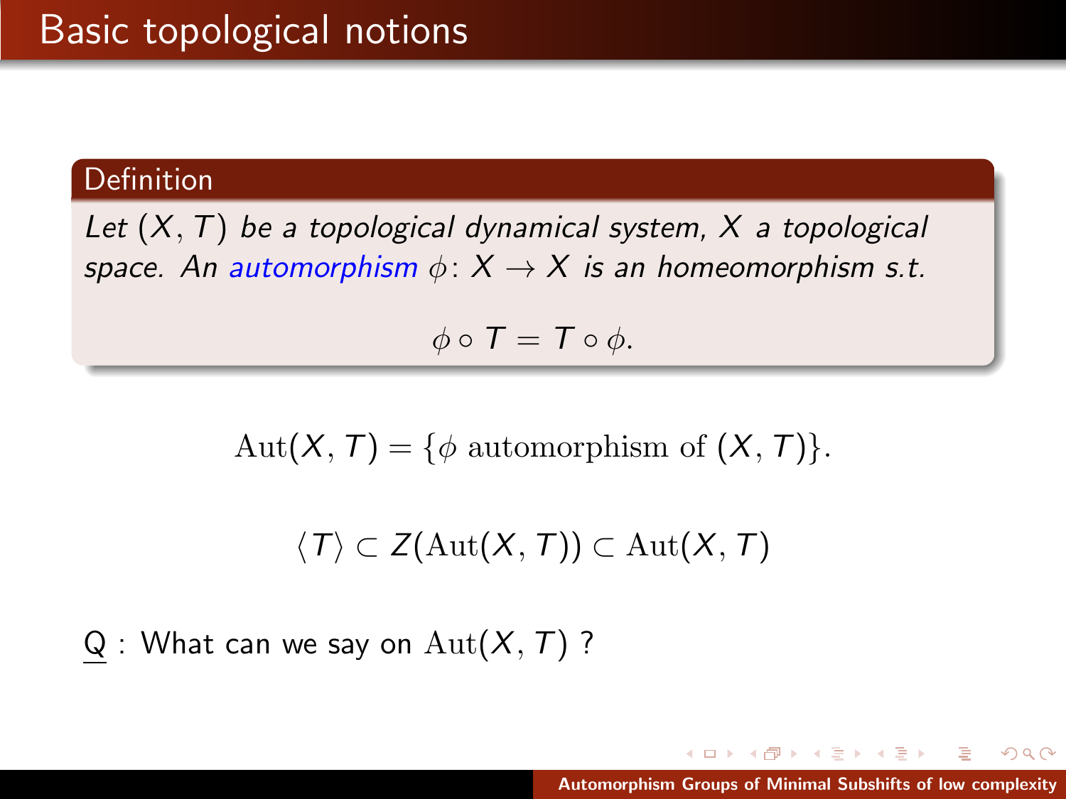# Basic topological notions

**Definition**

*Let $(X, T)$ be a topological dynamical system, $X$ a topological space. An automorphism $\phi\colon X \to X$ is an homeomorphism s.t.*

$$\phi \circ T = T \circ \phi.$$

$$\mathrm{Aut}(X, T) = \{\phi \text{ automorphism of } (X, T)\}.$$

$$\langle T \rangle \subset Z(\mathrm{Aut}(X, T)) \subset \mathrm{Aut}(X, T)$$

Q : What can we say on $\mathrm{Aut}(X, T)$ ?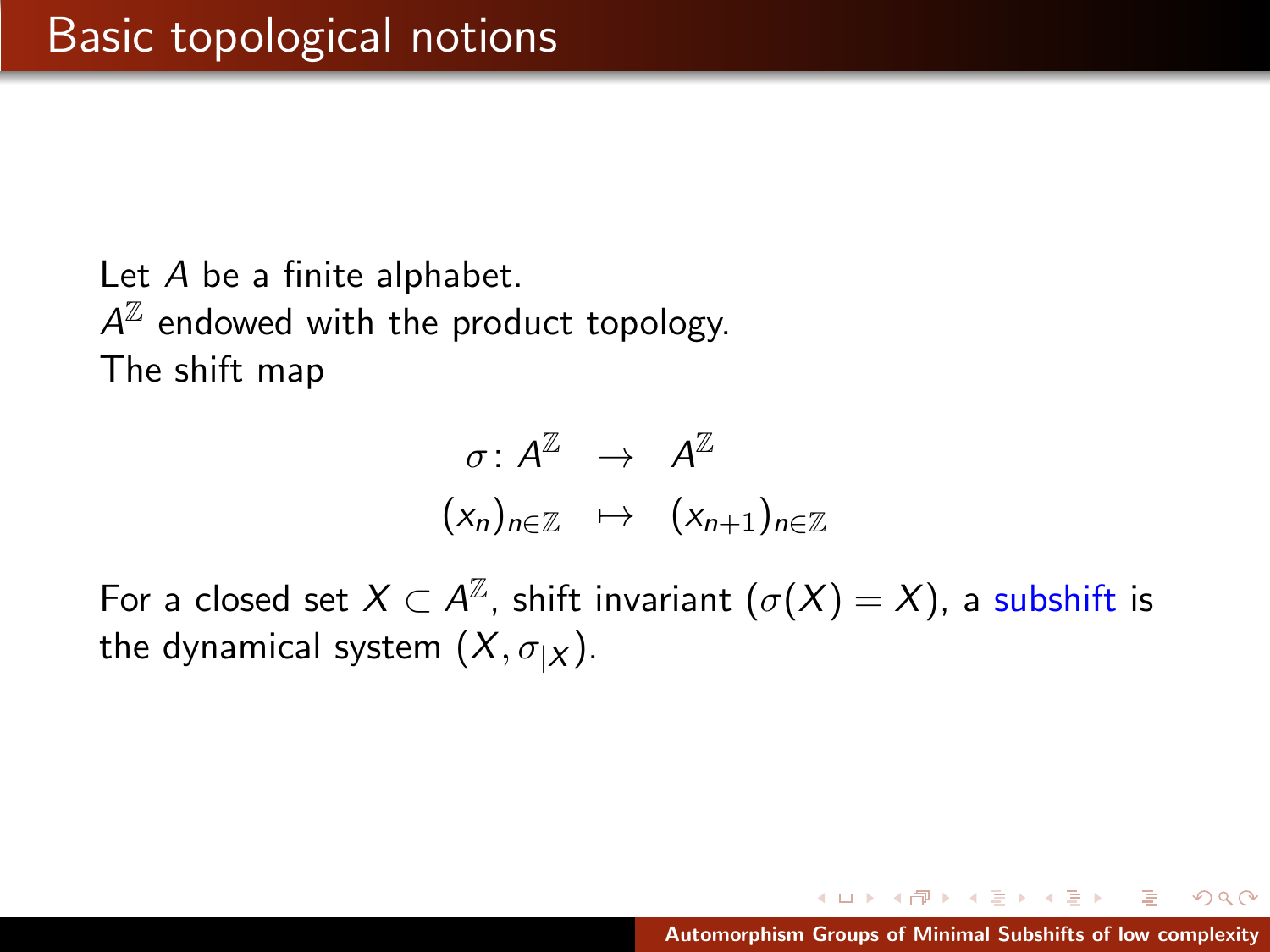# Basic topological notions

Let $A$ be a finite alphabet.
$A^{\mathbb{Z}}$ endowed with the product topology.
The shift map

$$
\begin{array}{rcl}
\sigma\colon A^{\mathbb{Z}} & \to & A^{\mathbb{Z}} \\
(x_n)_{n\in\mathbb{Z}} & \mapsto & (x_{n+1})_{n\in\mathbb{Z}}
\end{array}
$$

For a closed set $X \subset A^{\mathbb{Z}}$, shift invariant ($\sigma(X) = X$), a subshift is the dynamical system $(X, \sigma_{|X})$.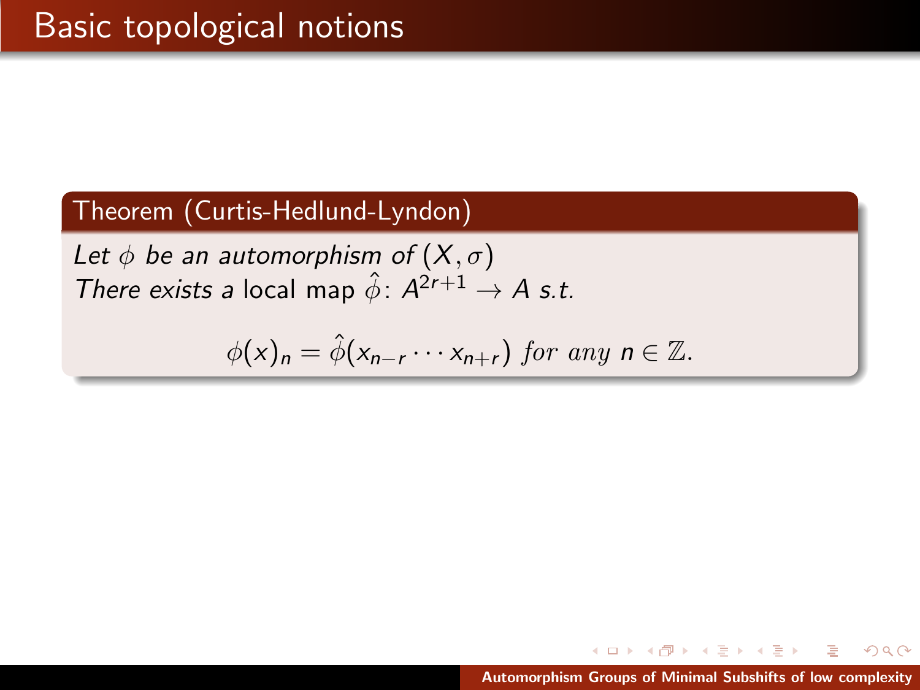# Basic topological notions

**Theorem (Curtis-Hedlund-Lyndon)**

*Let $\phi$ be an automorphism of $(X, \sigma)$*
*There exists a* local map $\hat{\phi}$: $A^{2r+1} \to A$ *s.t.*

$$\phi(x)_n = \hat{\phi}(x_{n-r} \cdots x_{n+r}) \text{ for any } n \in \mathbb{Z}.$$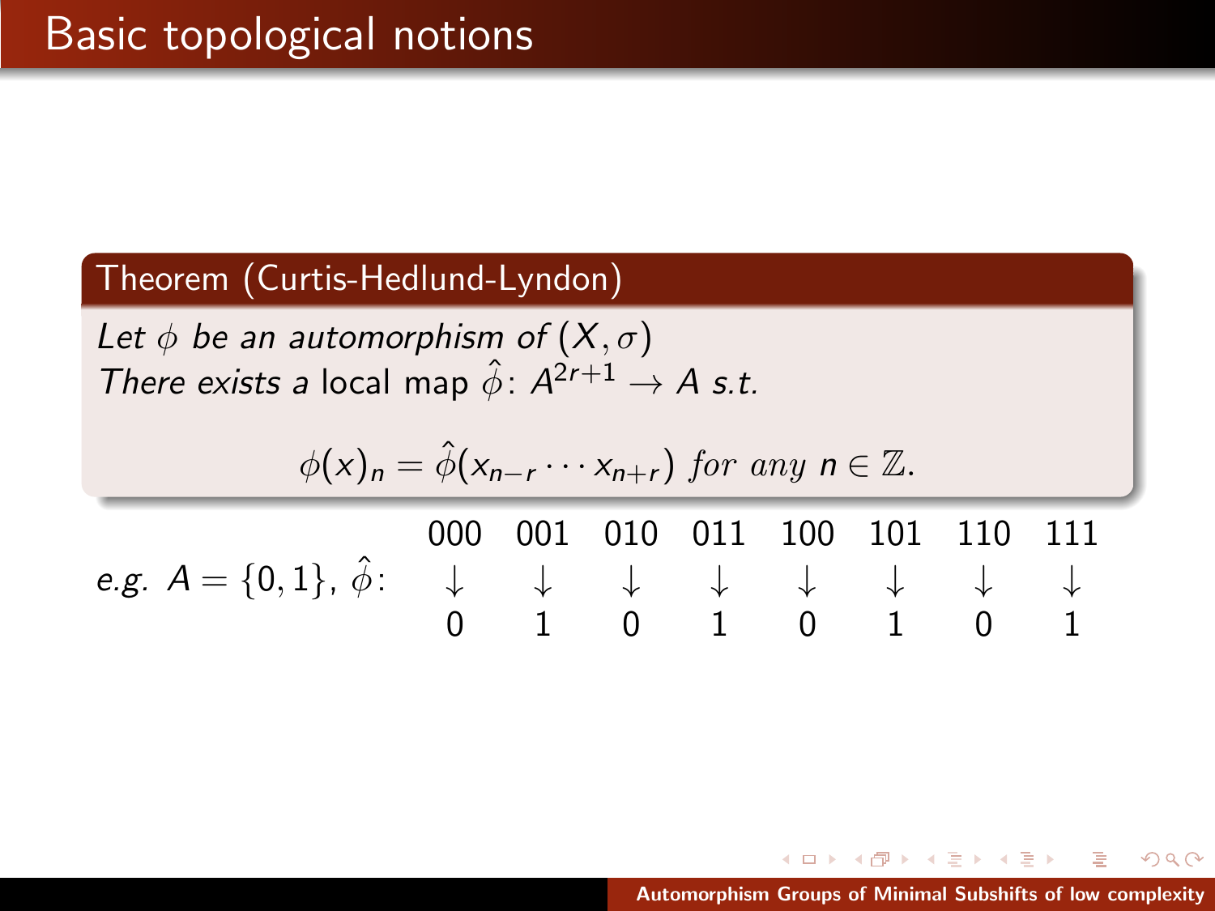# Basic topological notions

**Theorem (Curtis-Hedlund-Lyndon)**

*Let $\phi$ be an automorphism of $(X, \sigma)$*
*There exists a* local map $\hat{\phi}$: $A^{2r+1} \to A$ *s.t.*

$$\phi(x)_n = \hat{\phi}(x_{n-r} \cdots x_{n+r}) \text{ for any } n \in \mathbb{Z}.$$

*e.g.* $A = \{0, 1\}$, $\hat{\phi}$:

| 000 | 001 | 010 | 011 | 100 | 101 | 110 | 111 |
|---|---|---|---|---|---|---|---|
| $\downarrow$ | $\downarrow$ | $\downarrow$ | $\downarrow$ | $\downarrow$ | $\downarrow$ | $\downarrow$ | $\downarrow$ |
| 0 | 1 | 0 | 1 | 0 | 1 | 0 | 1 |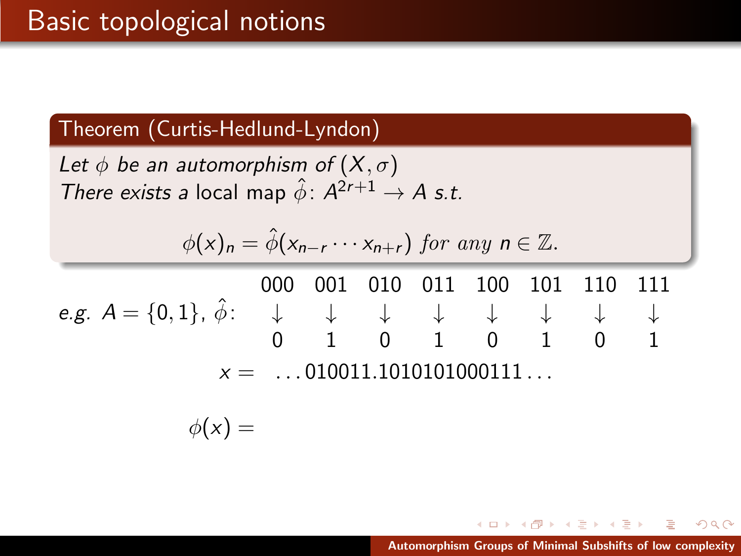# Basic topological notions

**Theorem (Curtis-Hedlund-Lyndon)**

*Let $\phi$ be an automorphism of $(X, \sigma)$*
*There exists a* local map $\hat{\phi}\colon A^{2r+1} \to A$ *s.t.*

$$\phi(x)_n = \hat{\phi}(x_{n-r} \cdots x_{n+r}) \textit{ for any } n \in \mathbb{Z}.$$

*e.g.* $A = \{0, 1\}$, $\hat{\phi}$:

| 000 | 001 | 010 | 011 | 100 | 101 | 110 | 111 |
|---|---|---|---|---|---|---|---|
| $\downarrow$ | $\downarrow$ | $\downarrow$ | $\downarrow$ | $\downarrow$ | $\downarrow$ | $\downarrow$ | $\downarrow$ |
| 0 | 1 | 0 | 1 | 0 | 1 | 0 | 1 |

$$x = \quad \ldots 010011.1010101000111 \ldots$$

$$\phi(x) =$$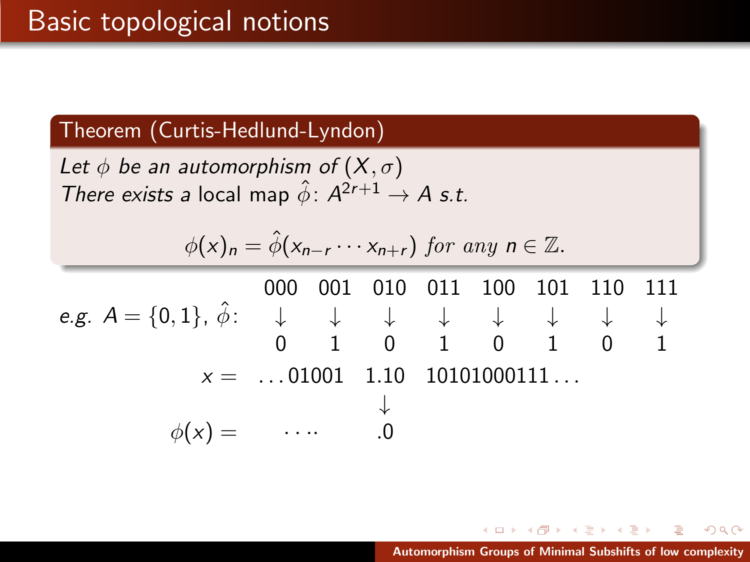# Basic topological notions

**Theorem (Curtis-Hedlund-Lyndon)**

*Let $\phi$ be an automorphism of $(X,\sigma)$*
*There exists a* local map $\hat{\phi}\colon A^{2r+1} \to A$ *s.t.*

$$\phi(x)_n = \hat{\phi}(x_{n-r}\cdots x_{n+r}) \text{ for any } n \in \mathbb{Z}.$$

*e.g.* $A = \{0,1\}$, $\hat{\phi}$:

| 000 | 001 | 010 | 011 | 100 | 101 | 110 | 111 |
|---|---|---|---|---|---|---|---|
| $\downarrow$ | $\downarrow$ | $\downarrow$ | $\downarrow$ | $\downarrow$ | $\downarrow$ | $\downarrow$ | $\downarrow$ |
| 0 | 1 | 0 | 1 | 0 | 1 | 0 | 1 |

$$x = \ldots 01001 \quad 1.10 \quad 10101000111\ldots$$

$$\downarrow$$

$$\phi(x) = \quad \cdots \quad .0$$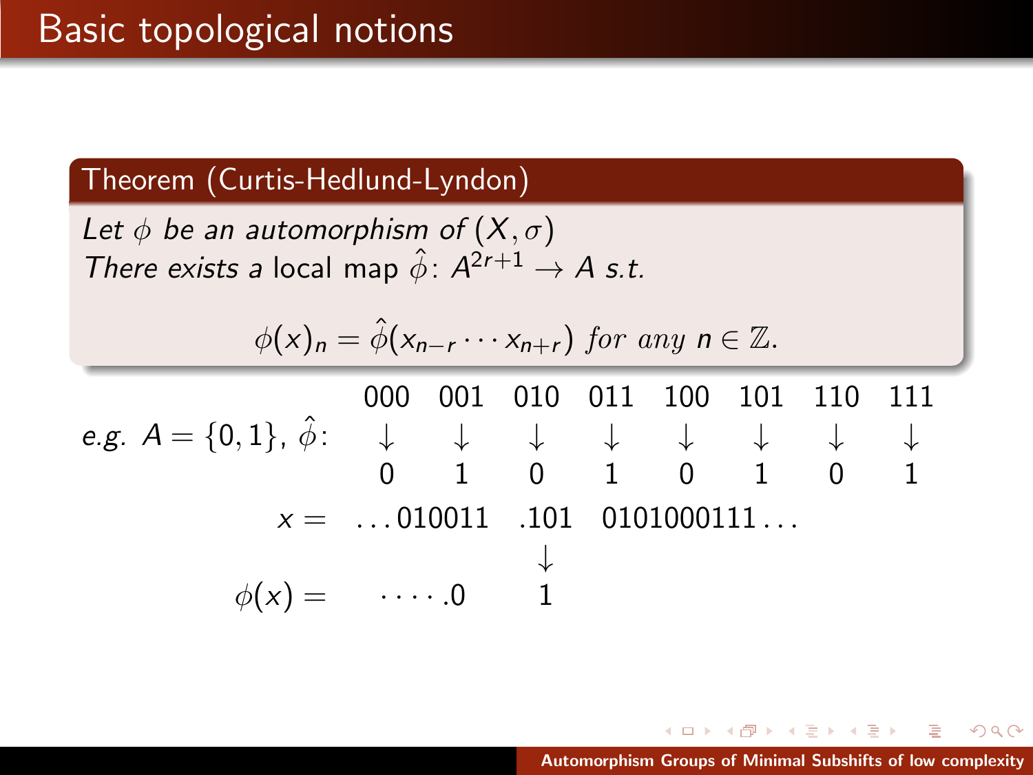# Basic topological notions

**Theorem (Curtis-Hedlund-Lyndon)**

*Let $\phi$ be an automorphism of $(X, \sigma)$*
*There exists a* local map $\hat{\phi}\colon A^{2r+1} \to A$ *s.t.*

$$\phi(x)_n = \hat{\phi}(x_{n-r} \cdots x_{n+r}) \textit{ for any } n \in \mathbb{Z}.$$

*e.g.* $A = \{0, 1\}$, $\hat{\phi}$:

| 000 | 001 | 010 | 011 | 100 | 101 | 110 | 111 |
|---|---|---|---|---|---|---|---|
| ↓ | ↓ | ↓ | ↓ | ↓ | ↓ | ↓ | ↓ |
| 0 | 1 | 0 | 1 | 0 | 1 | 0 | 1 |

$$x = \ldots 010011 \; .101 \; 0101000111\ldots$$

$$\downarrow$$

$$\phi(x) = \cdots\cdot .0 \quad 1$$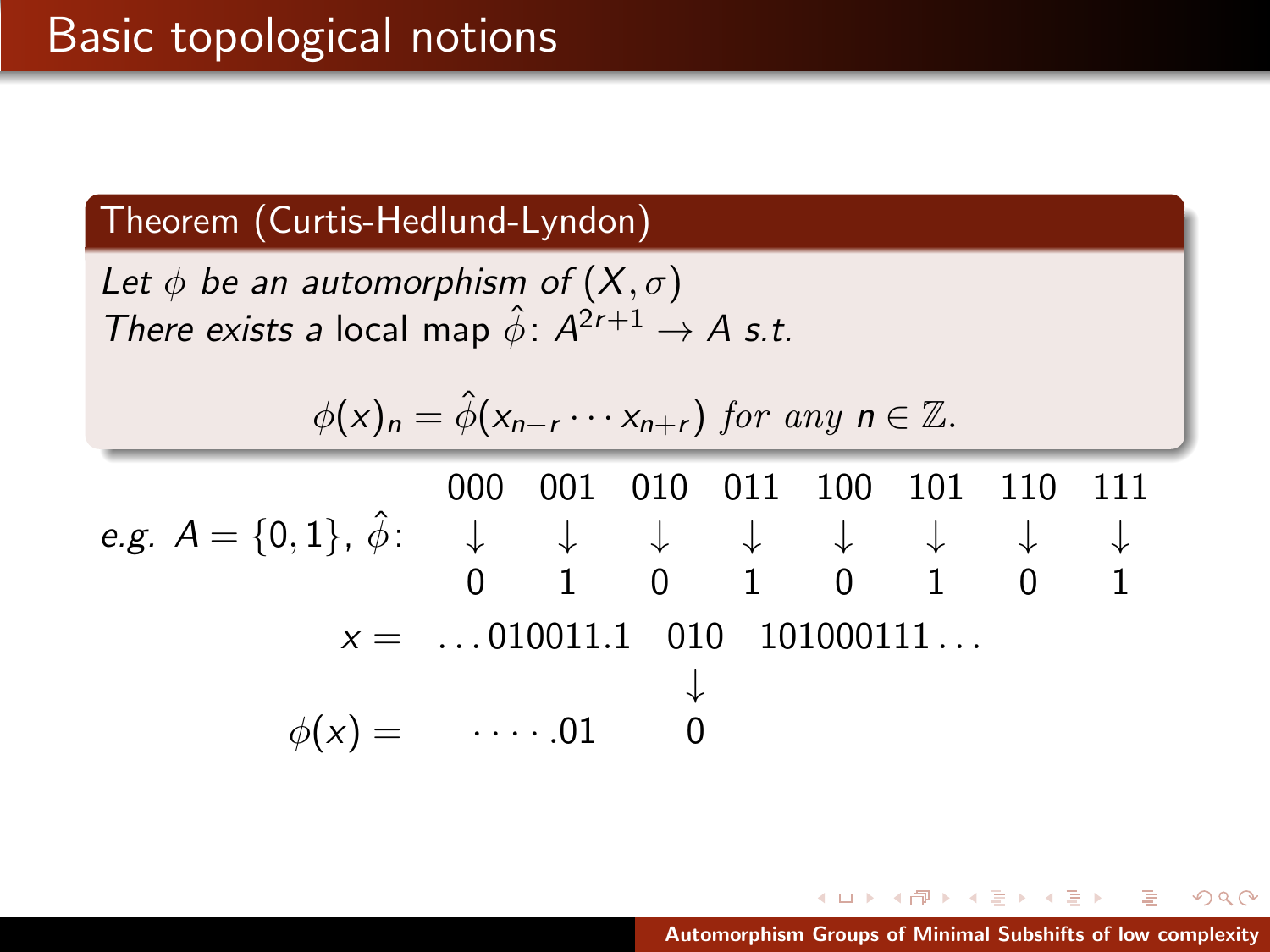# Basic topological notions

**Theorem (Curtis-Hedlund-Lyndon)**

*Let $\phi$ be an automorphism of $(X, \sigma)$*
*There exists a* local map $\hat{\phi}\colon A^{2r+1} \to A$ *s.t.*

$$\phi(x)_n = \hat{\phi}(x_{n-r} \cdots x_{n+r}) \text{ for any } n \in \mathbb{Z}.$$

*e.g.* $A = \{0, 1\}$, $\hat{\phi}$:

| 000 | 001 | 010 | 011 | 100 | 101 | 110 | 111 |
|---|---|---|---|---|---|---|---|
| ↓ | ↓ | ↓ | ↓ | ↓ | ↓ | ↓ | ↓ |
| 0 | 1 | 0 | 1 | 0 | 1 | 0 | 1 |

$$x = \ldots 010011.1 \quad 010 \quad 101000111\ldots$$

$$\downarrow$$

$$\phi(x) = \quad \cdots\cdot .01 \qquad 0$$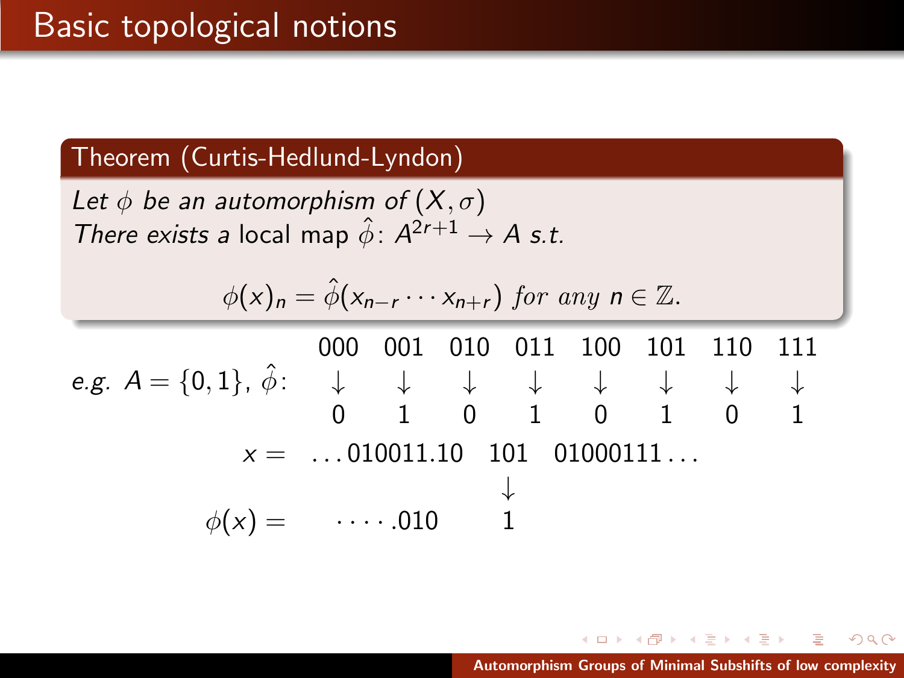# Basic topological notions

**Theorem (Curtis-Hedlund-Lyndon)**

*Let $\phi$ be an automorphism of $(X, \sigma)$*
*There exists a* local map $\hat{\phi}\colon A^{2r+1} \to A$ *s.t.*

$$\phi(x)_n = \hat{\phi}(x_{n-r} \cdots x_{n+r}) \textit{ for any } n \in \mathbb{Z}.$$

*e.g.* $A = \{0, 1\}$, $\hat{\phi}$:

| 000 | 001 | 010 | 011 | 100 | 101 | 110 | 111 |
|---|---|---|---|---|---|---|---|
| $\downarrow$ | $\downarrow$ | $\downarrow$ | $\downarrow$ | $\downarrow$ | $\downarrow$ | $\downarrow$ | $\downarrow$ |
| 0 | 1 | 0 | 1 | 0 | 1 | 0 | 1 |

$$x = \ldots 010011.10 \quad 101 \quad 01000111\ldots$$

$$\downarrow$$

$$\phi(x) = \quad \cdots\cdot .010 \quad 1$$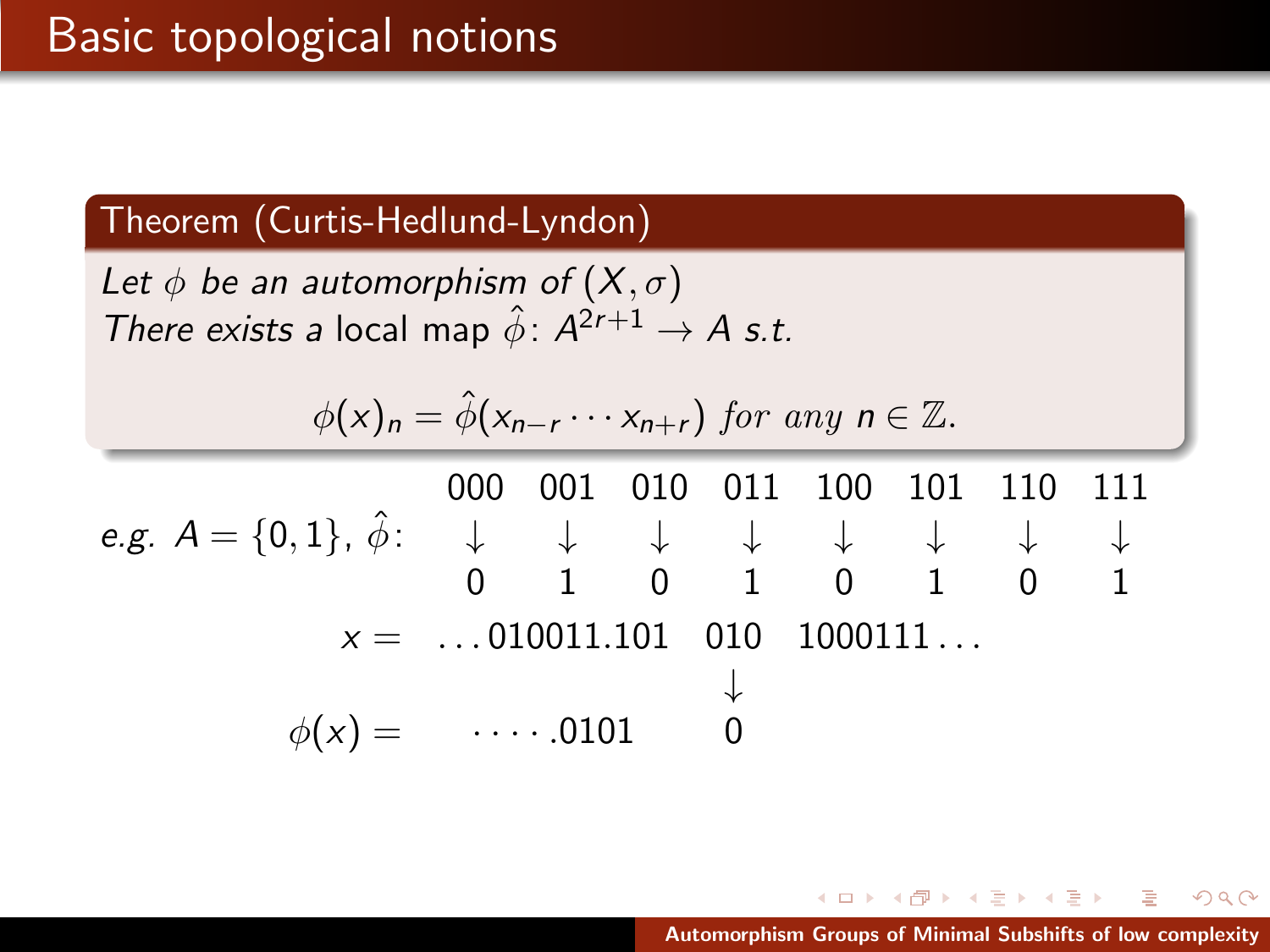# Basic topological notions

**Theorem (Curtis-Hedlund-Lyndon)**

*Let $\phi$ be an automorphism of $(X, \sigma)$*
*There exists a* local map $\hat{\phi}\colon A^{2r+1} \to A$ *s.t.*

$$\phi(x)_n = \hat{\phi}(x_{n-r} \cdots x_{n+r}) \textit{ for any } n \in \mathbb{Z}.$$

*e.g.* $A = \{0, 1\}$, $\hat{\phi}$:

| 000 | 001 | 010 | 011 | 100 | 101 | 110 | 111 |
|---|---|---|---|---|---|---|---|
| ↓ | ↓ | ↓ | ↓ | ↓ | ↓ | ↓ | ↓ |
| 0 | 1 | 0 | 1 | 0 | 1 | 0 | 1 |

$$x = \ldots 010011.101 \quad 010 \quad 1000111\ldots$$

$$\downarrow$$

$$\phi(x) = \cdots\cdot.0101 \quad 0$$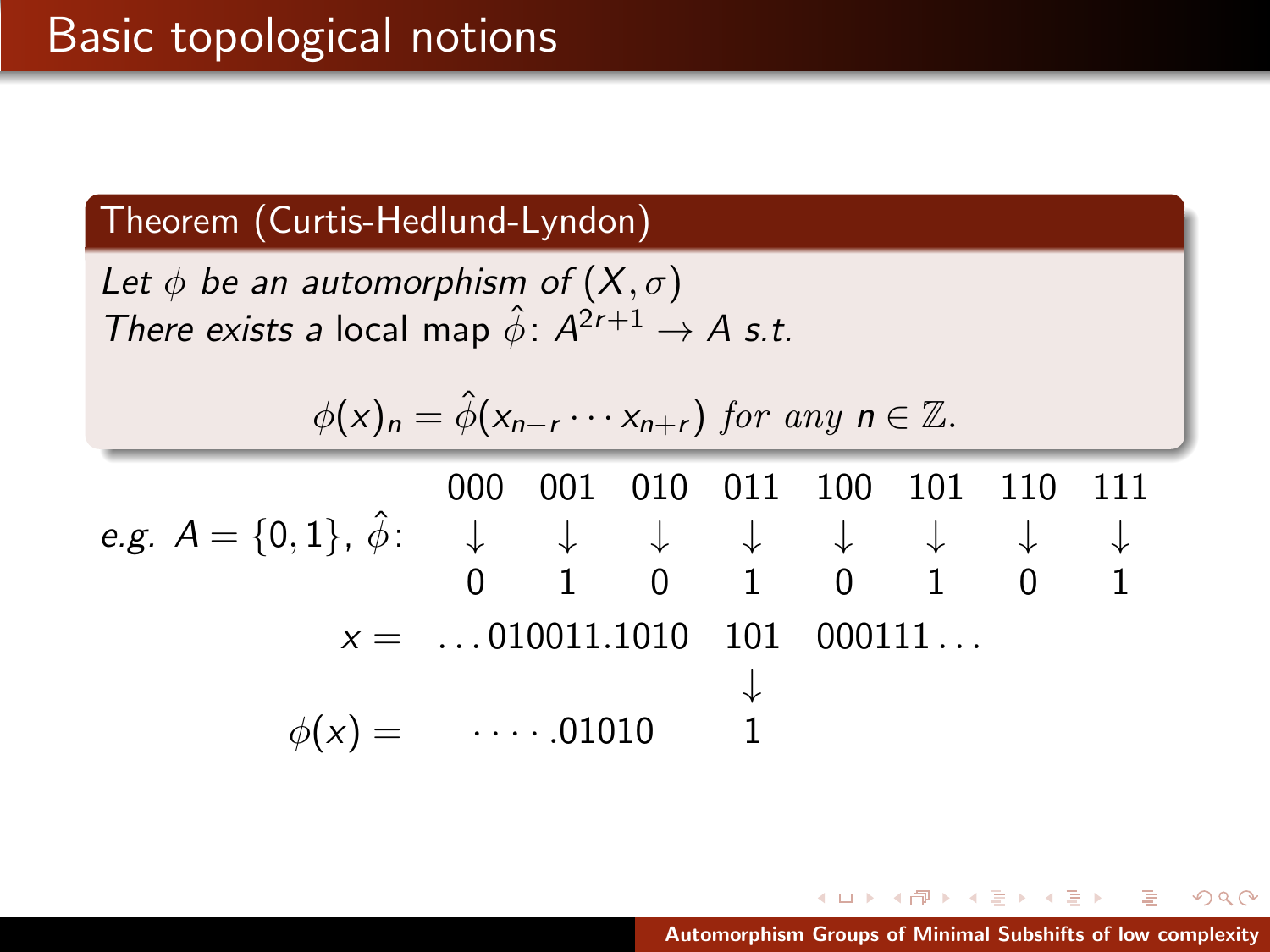# Basic topological notions

**Theorem (Curtis-Hedlund-Lyndon)**

*Let $\phi$ be an automorphism of $(X, \sigma)$*
*There exists a* local map $\hat{\phi}\colon A^{2r+1} \to A$ *s.t.*

$$\phi(x)_n = \hat{\phi}(x_{n-r} \cdots x_{n+r}) \textit{ for any } n \in \mathbb{Z}.$$

*e.g.* $A = \{0, 1\}$, $\hat{\phi}$:

| 000 | 001 | 010 | 011 | 100 | 101 | 110 | 111 |
|---|---|---|---|---|---|---|---|
| $\downarrow$ | $\downarrow$ | $\downarrow$ | $\downarrow$ | $\downarrow$ | $\downarrow$ | $\downarrow$ | $\downarrow$ |
| 0 | 1 | 0 | 1 | 0 | 1 | 0 | 1 |

$$x = \ldots 010011.1010 \quad 101 \quad 000111\ldots$$

$$\downarrow$$

$$\phi(x) = \quad \cdots\cdot.01010 \quad 1$$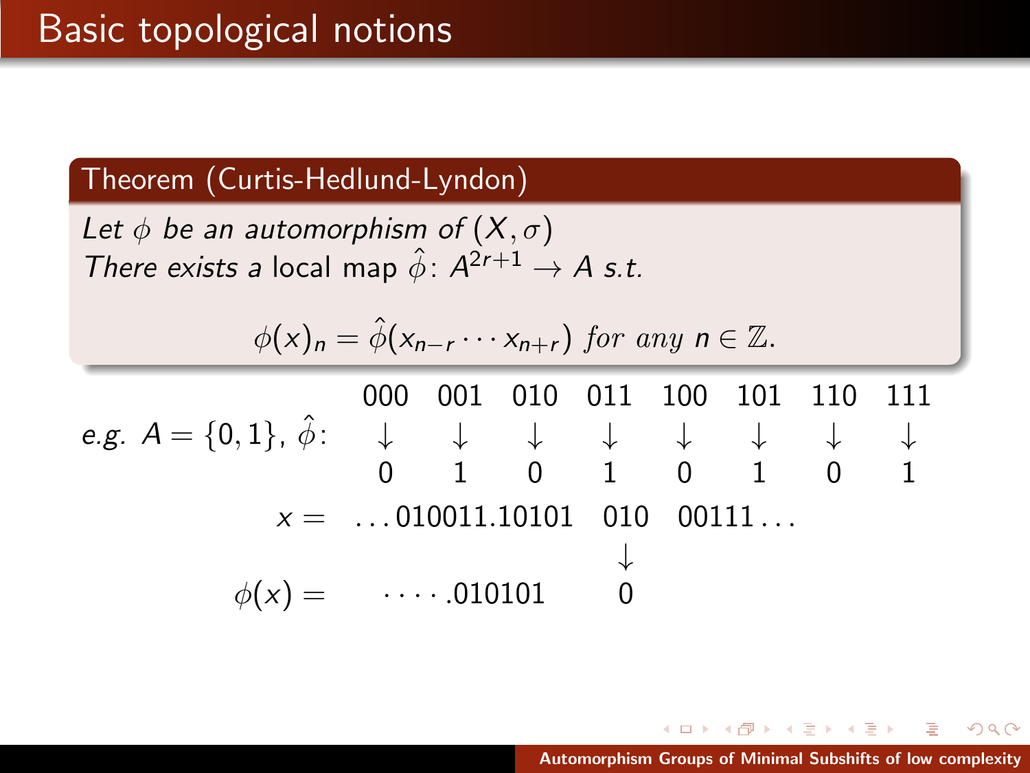# Basic topological notions

**Theorem (Curtis-Hedlund-Lyndon)**

*Let $\phi$ be an automorphism of $(X, \sigma)$*
*There exists a* local map $\hat{\phi}\colon A^{2r+1} \to A$ *s.t.*

$$\phi(x)_n = \hat{\phi}(x_{n-r} \cdots x_{n+r}) \text{ for any } n \in \mathbb{Z}.$$

*e.g.* $A = \{0, 1\}$, $\hat{\phi}$:

| 000 | 001 | 010 | 011 | 100 | 101 | 110 | 111 |
|---|---|---|---|---|---|---|---|
| $\downarrow$ | $\downarrow$ | $\downarrow$ | $\downarrow$ | $\downarrow$ | $\downarrow$ | $\downarrow$ | $\downarrow$ |
| 0 | 1 | 0 | 1 | 0 | 1 | 0 | 1 |

$$x = \ \ldots 010011.10101 \quad 010 \quad 00111 \ldots$$

$$\downarrow$$

$$\phi(x) = \ \cdots\cdot .010101 \quad 0$$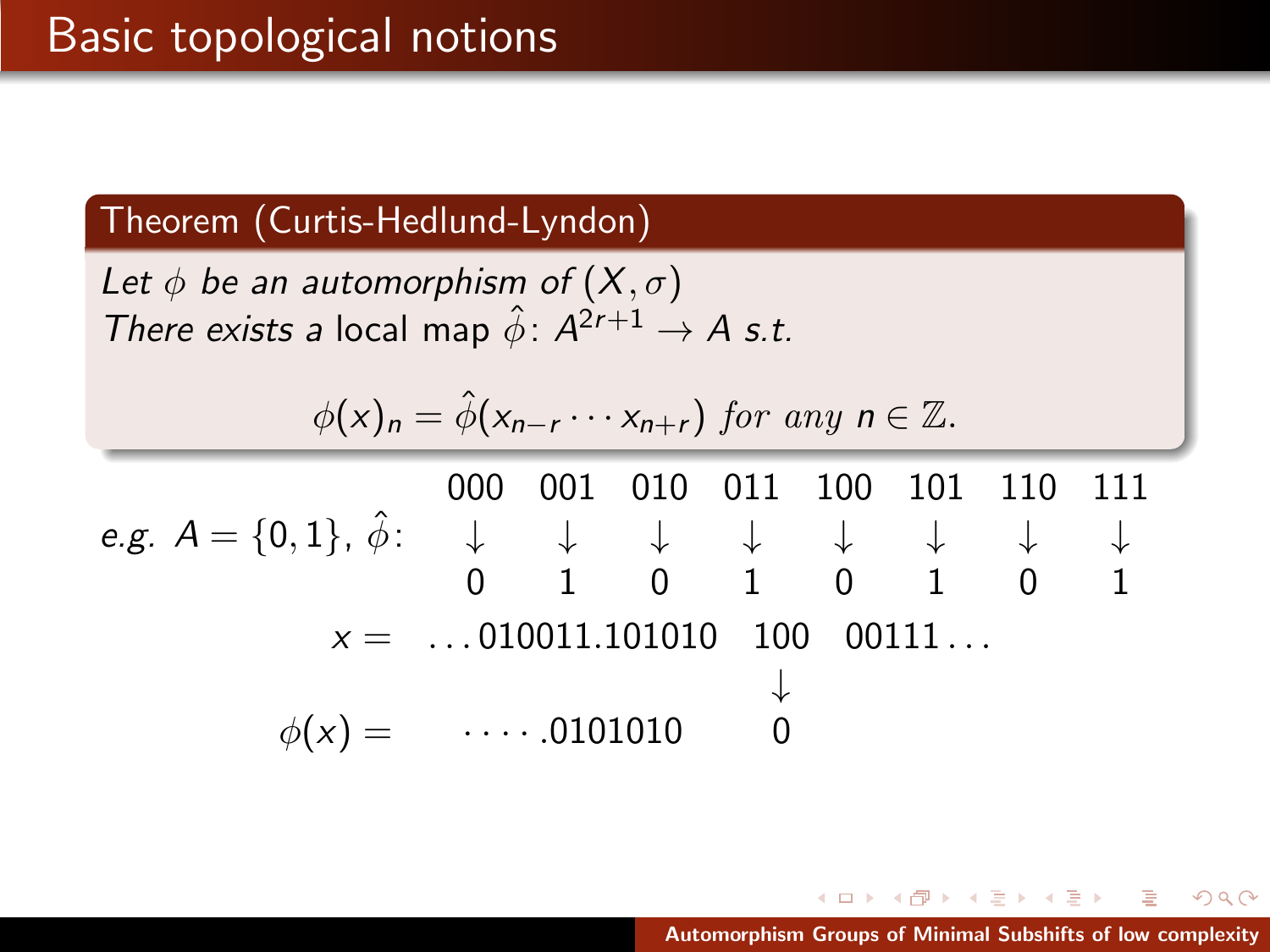# Basic topological notions

**Theorem (Curtis-Hedlund-Lyndon)**

*Let $\phi$ be an automorphism of $(X, \sigma)$*
*There exists a* local map $\hat{\phi}\colon A^{2r+1} \to A$ *s.t.*

$$\phi(x)_n = \hat{\phi}(x_{n-r} \cdots x_{n+r}) \text{ for any } n \in \mathbb{Z}.$$

*e.g.* $A = \{0, 1\}$, $\hat{\phi}$:

| 000 | 001 | 010 | 011 | 100 | 101 | 110 | 111 |
|---|---|---|---|---|---|---|---|
| $\downarrow$ | $\downarrow$ | $\downarrow$ | $\downarrow$ | $\downarrow$ | $\downarrow$ | $\downarrow$ | $\downarrow$ |
| 0 | 1 | 0 | 1 | 0 | 1 | 0 | 1 |

$$x = \quad \ldots 010011.101010 \quad 100 \quad 00111 \ldots$$

$$\downarrow$$

$$\phi(x) = \quad \cdots\cdot .0101010 \quad 0$$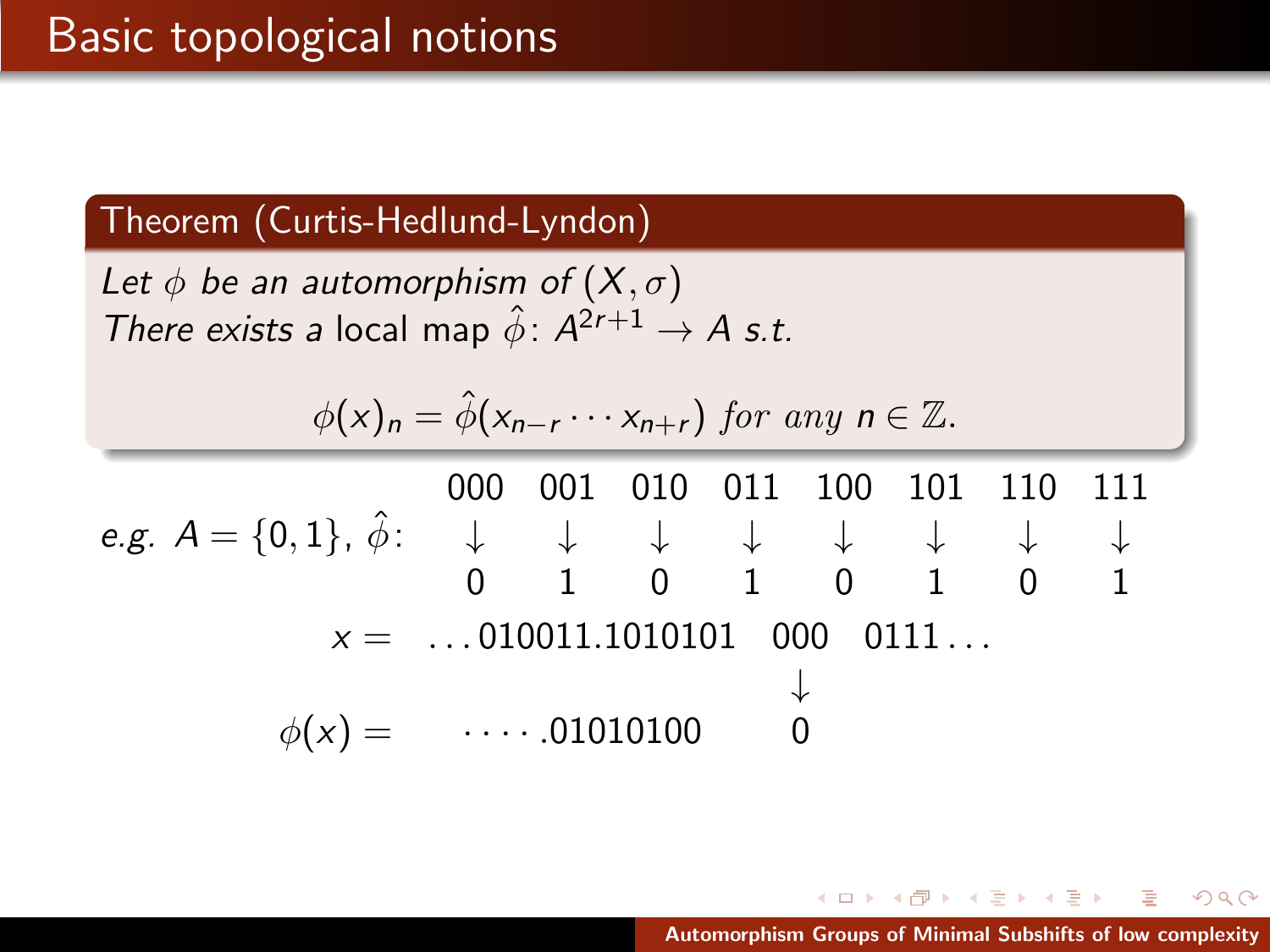# Basic topological notions

**Theorem (Curtis-Hedlund-Lyndon)**

*Let $\phi$ be an automorphism of $(X, \sigma)$*
*There exists a* local map $\hat{\phi}\colon A^{2r+1} \to A$ *s.t.*

$$\phi(x)_n = \hat{\phi}(x_{n-r} \cdots x_{n+r}) \textit{ for any } n \in \mathbb{Z}.$$

*e.g.* $A = \{0, 1\}$, $\hat{\phi}$:

| 000 | 001 | 010 | 011 | 100 | 101 | 110 | 111 |
|---|---|---|---|---|---|---|---|
| ↓ | ↓ | ↓ | ↓ | ↓ | ↓ | ↓ | ↓ |
| 0 | 1 | 0 | 1 | 0 | 1 | 0 | 1 |

$$x = \ \ldots 010011.1010101 \quad 000 \quad 0111\ldots$$

$$\downarrow$$

$$\phi(x) = \ \cdots\cdot.01010100 \quad 0$$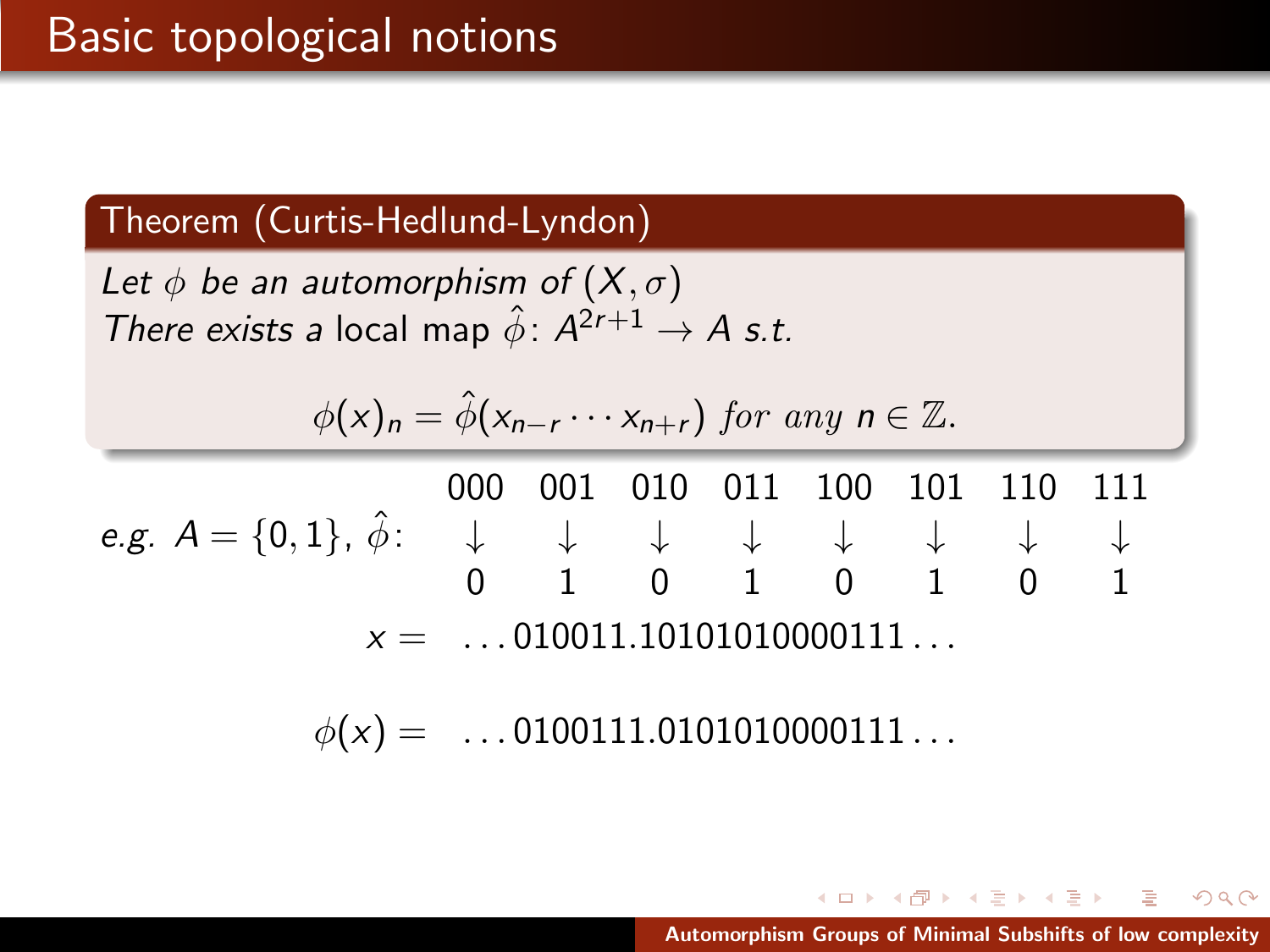# Basic topological notions

**Theorem (Curtis-Hedlund-Lyndon)**

*Let $\phi$ be an automorphism of $(X, \sigma)$*
*There exists a* local map $\hat{\phi}\colon A^{2r+1} \to A$ *s.t.*

$$\phi(x)_n = \hat{\phi}(x_{n-r} \cdots x_{n+r}) \textit{ for any } n \in \mathbb{Z}.$$

*e.g.* $A = \{0, 1\}$, $\hat{\phi}$:

| 000 | 001 | 010 | 011 | 100 | 101 | 110 | 111 |
|---|---|---|---|---|---|---|---|
| $\downarrow$ | $\downarrow$ | $\downarrow$ | $\downarrow$ | $\downarrow$ | $\downarrow$ | $\downarrow$ | $\downarrow$ |
| 0 | 1 | 0 | 1 | 0 | 1 | 0 | 1 |

$x = \ldots 010011.10101010000111 \ldots$

$\phi(x) = \ldots 0100111.0101010000111 \ldots$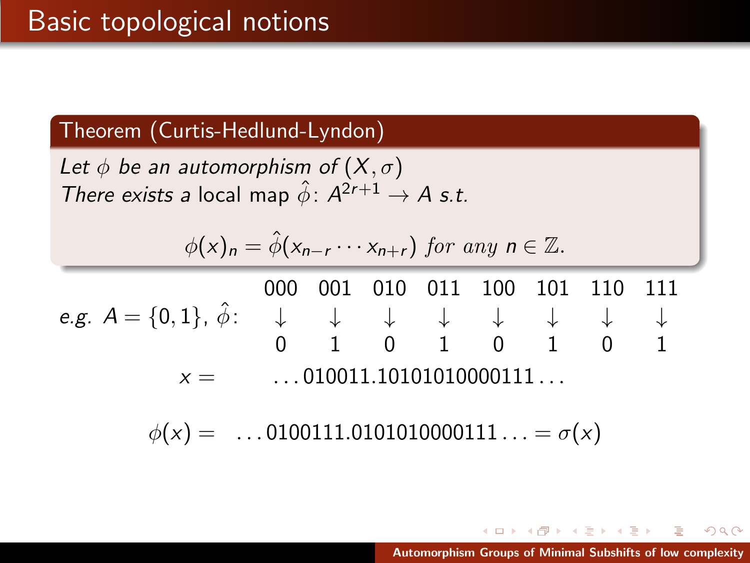# Basic topological notions

**Theorem (Curtis-Hedlund-Lyndon)**

*Let $\phi$ be an automorphism of $(X, \sigma)$*
*There exists a* local map $\hat{\phi}$: $A^{2r+1} \to A$ *s.t.*

$$\phi(x)_n = \hat{\phi}(x_{n-r} \cdots x_{n+r}) \text{ for any } n \in \mathbb{Z}.$$

*e.g.* $A = \{0, 1\}$, $\hat{\phi}$:

| 000 | 001 | 010 | 011 | 100 | 101 | 110 | 111 |
|---|---|---|---|---|---|---|---|
| $\downarrow$ | $\downarrow$ | $\downarrow$ | $\downarrow$ | $\downarrow$ | $\downarrow$ | $\downarrow$ | $\downarrow$ |
| 0 | 1 | 0 | 1 | 0 | 1 | 0 | 1 |

$$x = \quad \ldots 010011.10101010000111 \ldots$$

$$\phi(x) = \quad \ldots 0100111.0101010000111 \ldots = \sigma(x)$$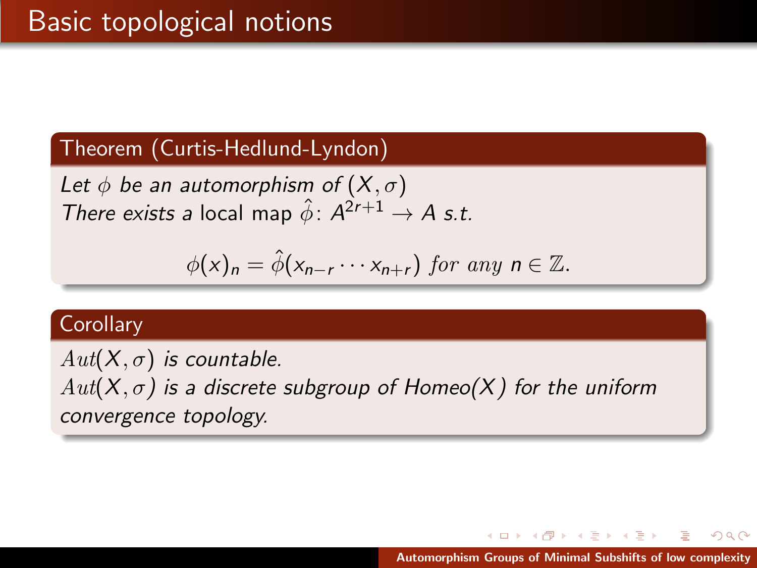# Basic topological notions

**Theorem (Curtis-Hedlund-Lyndon)**

*Let $\phi$ be an automorphism of $(X, \sigma)$*
*There exists a* local map $\hat{\phi}$: $A^{2r+1} \to A$ *s.t.*

$$\phi(x)_n = \hat{\phi}(x_{n-r} \cdots x_{n+r}) \text{ for any } n \in \mathbb{Z}.$$

**Corollary**

*$Aut(X, \sigma)$ is countable.*
*$Aut(X, \sigma)$ is a discrete subgroup of Homeo($X$) for the uniform convergence topology.*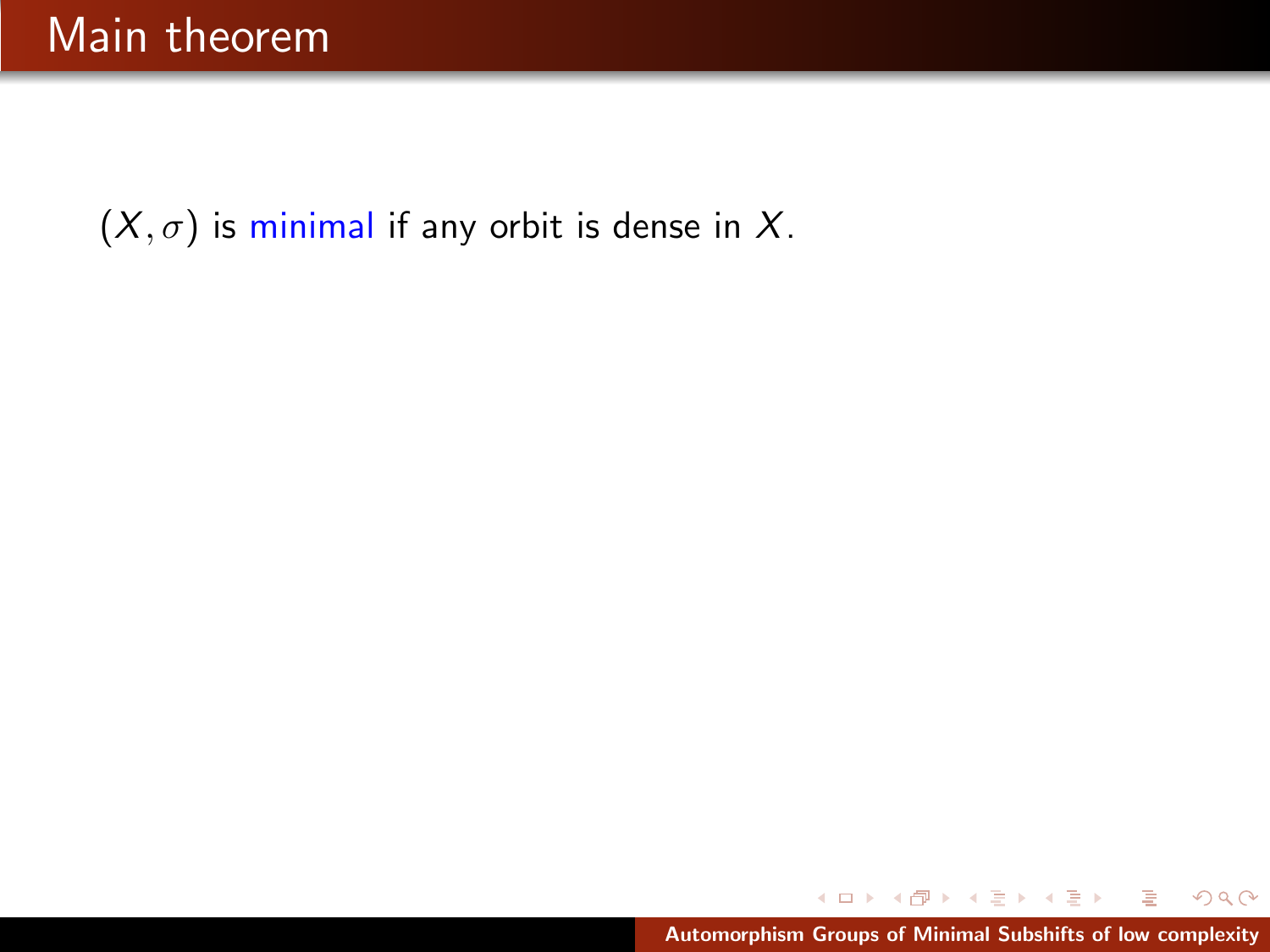# Main theorem

$(X, \sigma)$ is minimal if any orbit is dense in $X$.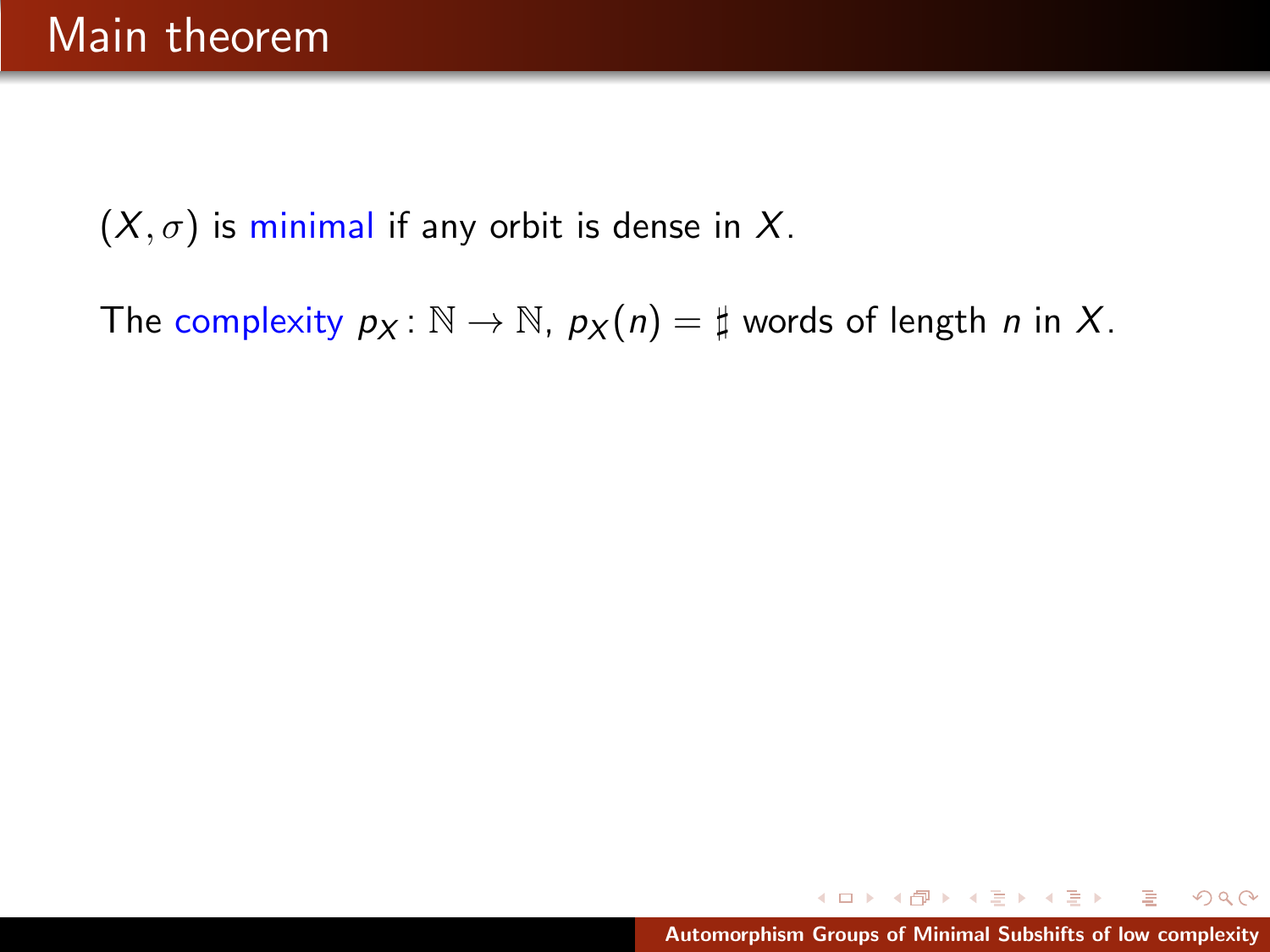# Main theorem

$(X, \sigma)$ is minimal if any orbit is dense in $X$.

The complexity $p_X \colon \mathbb{N} \to \mathbb{N}$, $p_X(n) = \sharp$ words of length $n$ in $X$.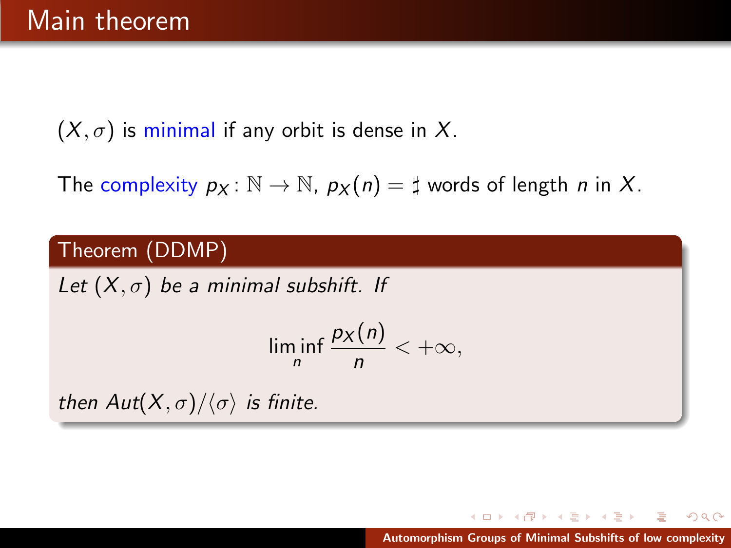# Main theorem

$(X, \sigma)$ is minimal if any orbit is dense in $X$.

The complexity $p_X : \mathbb{N} \to \mathbb{N}$, $p_X(n) = \sharp$ words of length $n$ in $X$.

**Theorem (DDMP)**

*Let $(X, \sigma)$ be a minimal subshift. If*

$$\liminf_n \frac{p_X(n)}{n} < +\infty,$$

*then $Aut(X, \sigma)/\langle \sigma \rangle$ is finite.*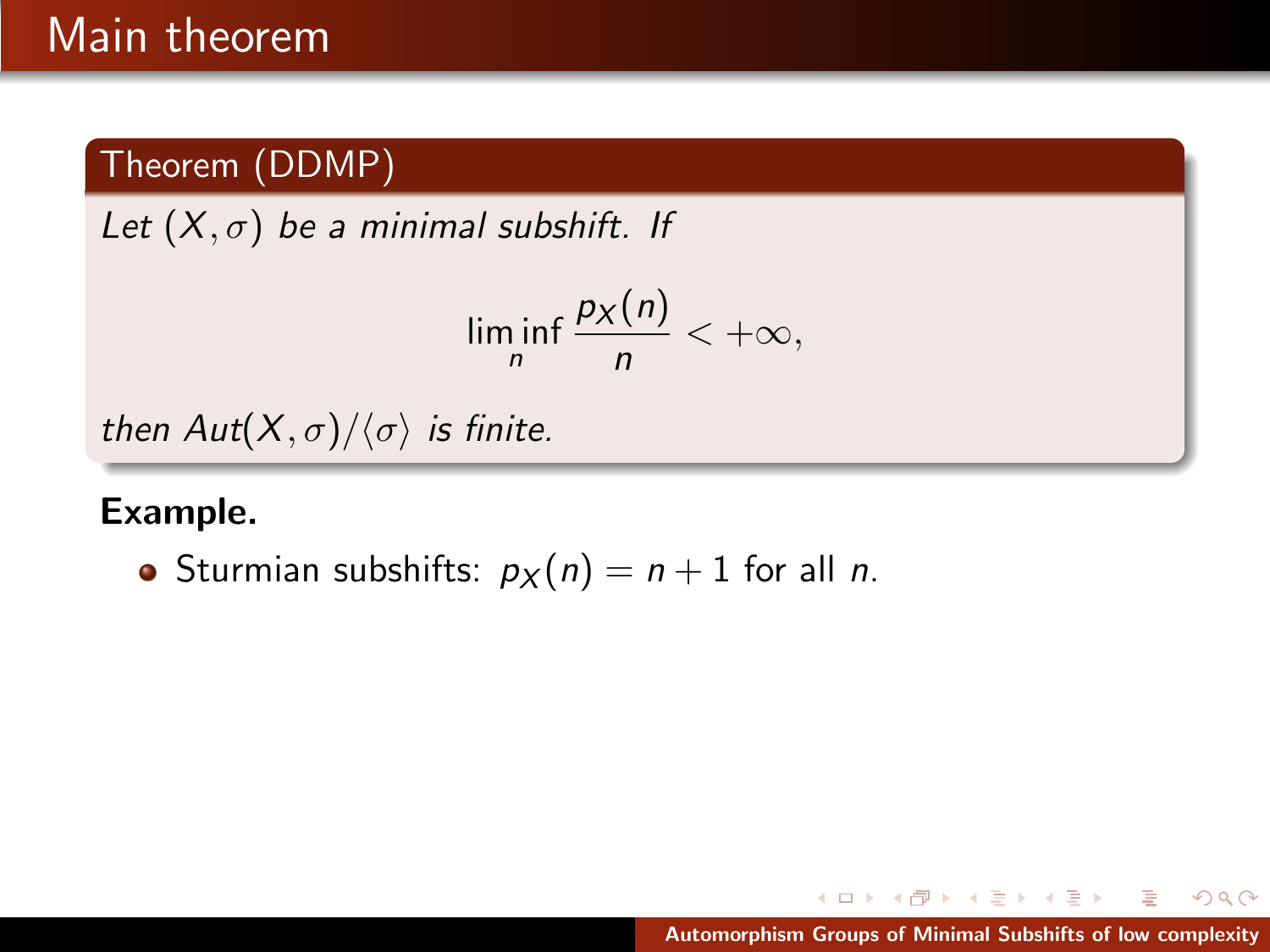# Main theorem

**Theorem (DDMP)**

*Let $(X, \sigma)$ be a minimal subshift. If*

$$\liminf_n \frac{p_X(n)}{n} < +\infty,$$

*then $Aut(X, \sigma)/\langle \sigma \rangle$ is finite.*

**Example.**

- Sturmian subshifts: $p_X(n) = n + 1$ for all $n$.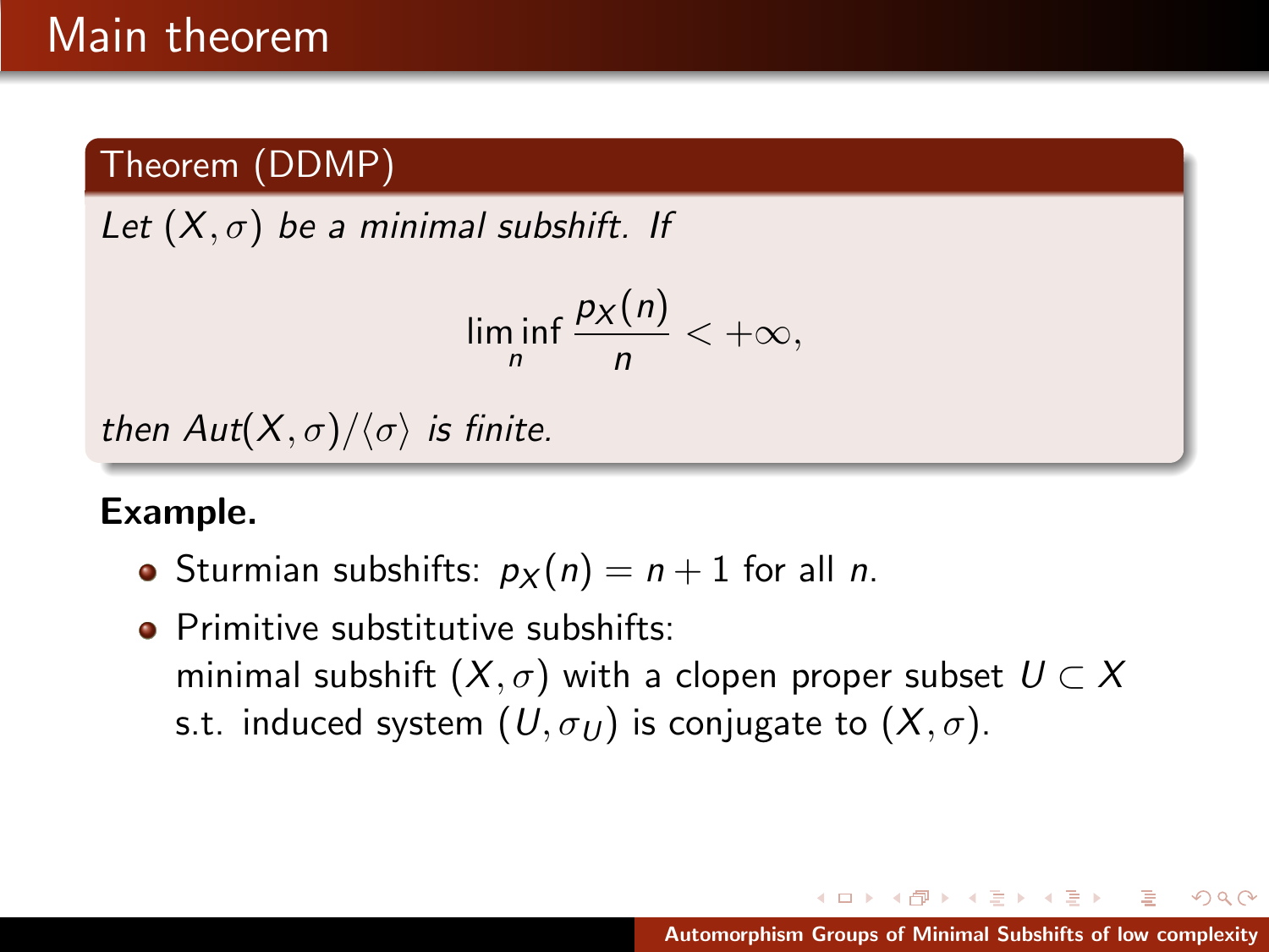# Main theorem

**Theorem (DDMP)**

*Let $(X, \sigma)$ be a minimal subshift. If*

$$\liminf_n \frac{p_X(n)}{n} < +\infty,$$

*then $Aut(X, \sigma)/\langle\sigma\rangle$ is finite.*

**Example.**

- Sturmian subshifts: $p_X(n) = n + 1$ for all $n$.
- Primitive substitutive subshifts:
  minimal subshift $(X, \sigma)$ with a clopen proper subset $U \subset X$ s.t. induced system $(U, \sigma_U)$ is conjugate to $(X, \sigma)$.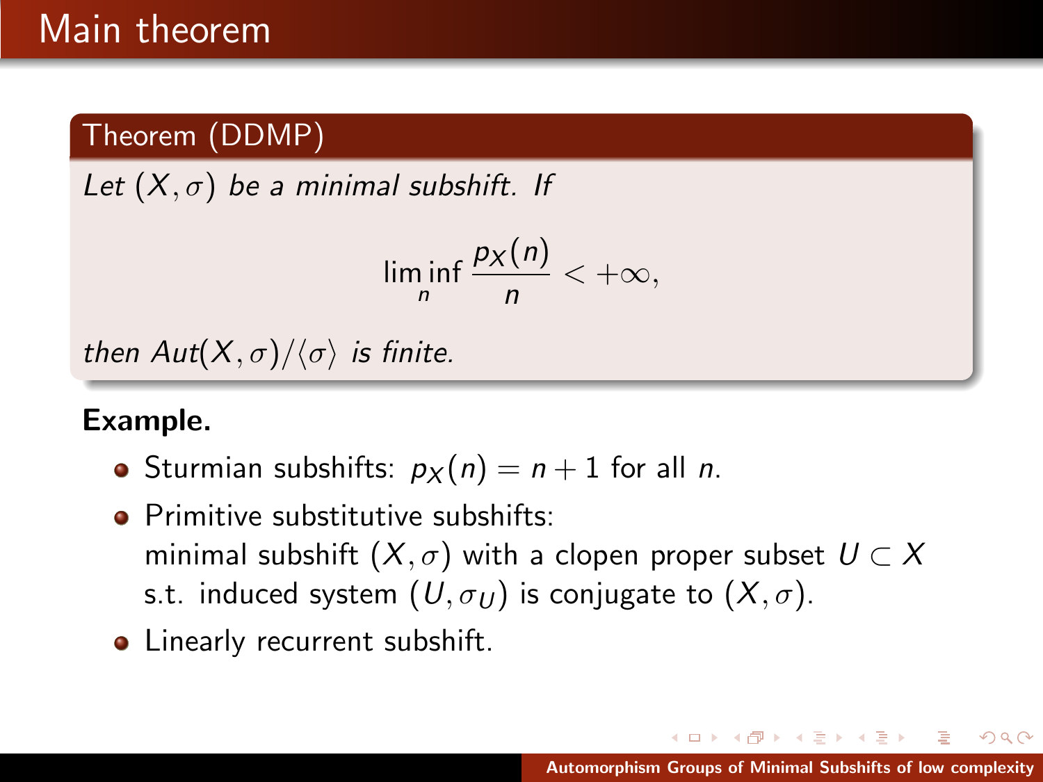# Main theorem

**Theorem (DDMP)**

*Let $(X, \sigma)$ be a minimal subshift. If*

$$\liminf_n \frac{p_X(n)}{n} < +\infty,$$

*then $Aut(X, \sigma)/\langle \sigma \rangle$ is finite.*

**Example.**

- Sturmian subshifts: $p_X(n) = n + 1$ for all $n$.
- Primitive substitutive subshifts:
  minimal subshift $(X, \sigma)$ with a clopen proper subset $U \subset X$ s.t. induced system $(U, \sigma_U)$ is conjugate to $(X, \sigma)$.
- Linearly recurrent subshift.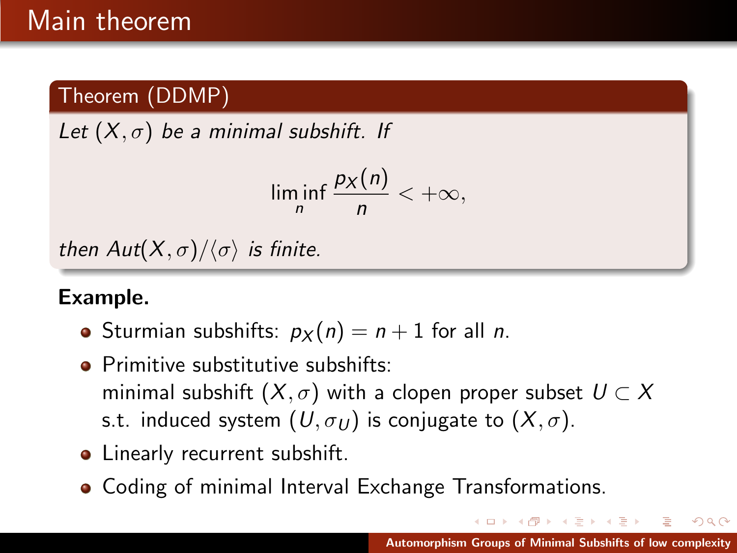# Main theorem

**Theorem (DDMP)**

*Let $(X, \sigma)$ be a minimal subshift. If*

$$\liminf_n \frac{p_X(n)}{n} < +\infty,$$

*then $Aut(X, \sigma)/\langle \sigma \rangle$ is finite.*

**Example.**

- Sturmian subshifts: $p_X(n) = n + 1$ for all $n$.
- Primitive substitutive subshifts:
  minimal subshift $(X, \sigma)$ with a clopen proper subset $U \subset X$ s.t. induced system $(U, \sigma_U)$ is conjugate to $(X, \sigma)$.
- Linearly recurrent subshift.
- Coding of minimal Interval Exchange Transformations.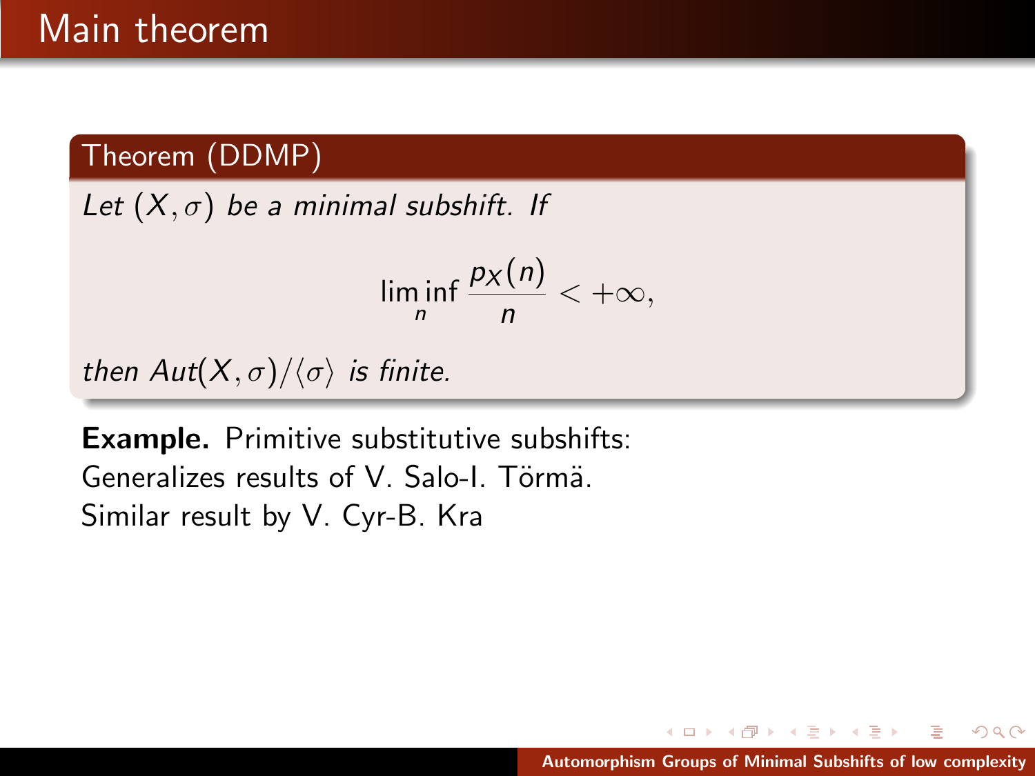# Main theorem

**Theorem (DDMP)**

*Let $(X, \sigma)$ be a minimal subshift. If*

$$\liminf_n \frac{p_X(n)}{n} < +\infty,$$

*then $Aut(X, \sigma)/\langle \sigma \rangle$ is finite.*

**Example.** Primitive substitutive subshifts:
Generalizes results of V. Salo-I. Törmä.
Similar result by V. Cyr-B. Kra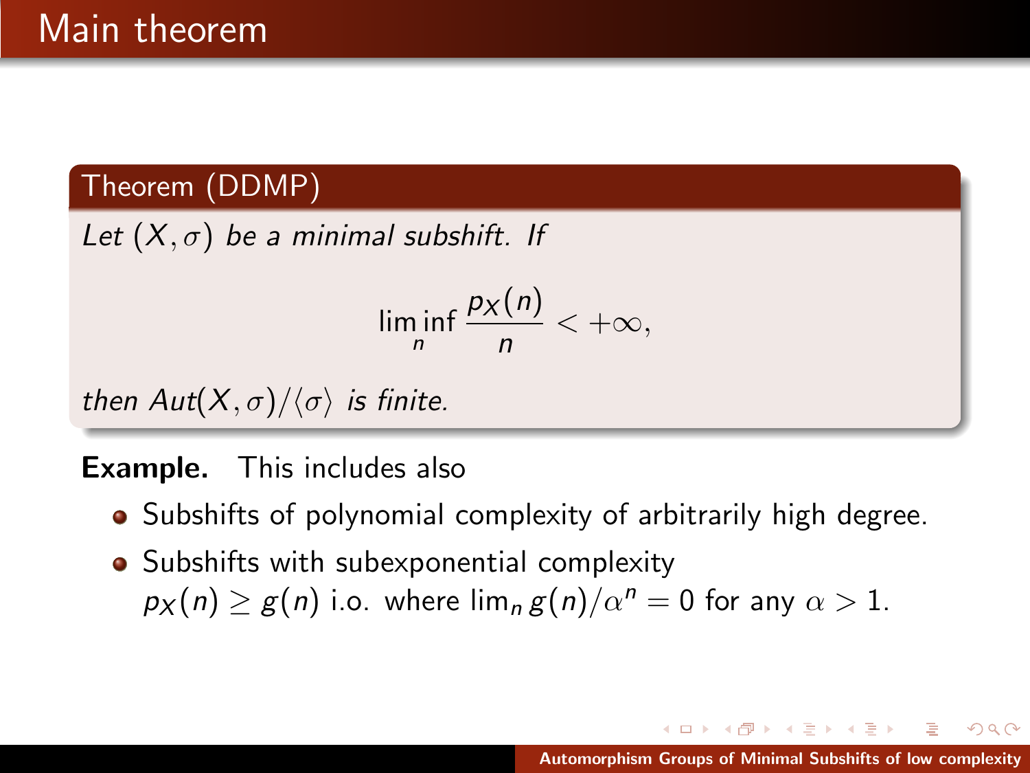# Main theorem

**Theorem (DDMP)**

*Let $(X, \sigma)$ be a minimal subshift. If*

$$\liminf_n \frac{p_X(n)}{n} < +\infty,$$

*then $Aut(X, \sigma)/\langle \sigma \rangle$ is finite.*

**Example.** This includes also

- Subshifts of polynomial complexity of arbitrarily high degree.
- Subshifts with subexponential complexity $p_X(n) \geq g(n)$ i.o. where $\lim_n g(n)/\alpha^n = 0$ for any $\alpha > 1$.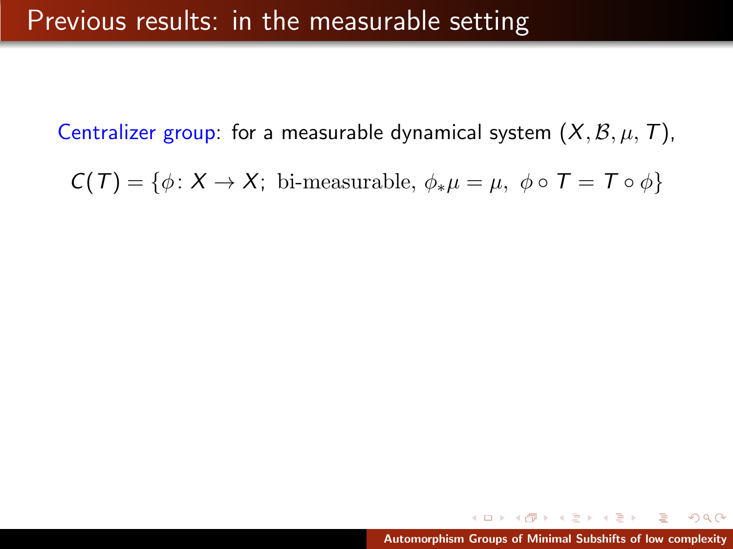# Previous results: in the measurable setting

Centralizer group: for a measurable dynamical system $(X, \mathcal{B}, \mu, T)$,

$$C(T) = \{\phi\colon X \to X;\ \text{bi-measurable},\ \phi_*\mu = \mu,\ \phi \circ T = T \circ \phi\}$$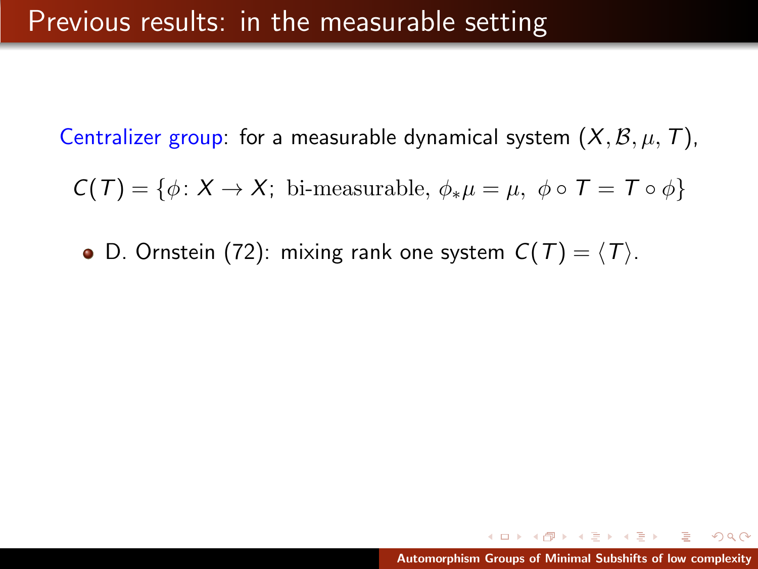# Previous results: in the measurable setting

Centralizer group: for a measurable dynamical system $(X, \mathcal{B}, \mu, T)$,

$$C(T) = \{\phi\colon X \to X;\ \text{bi-measurable},\ \phi_*\mu = \mu,\ \phi \circ T = T \circ \phi\}$$

- D. Ornstein (72): mixing rank one system $C(T) = \langle T \rangle$.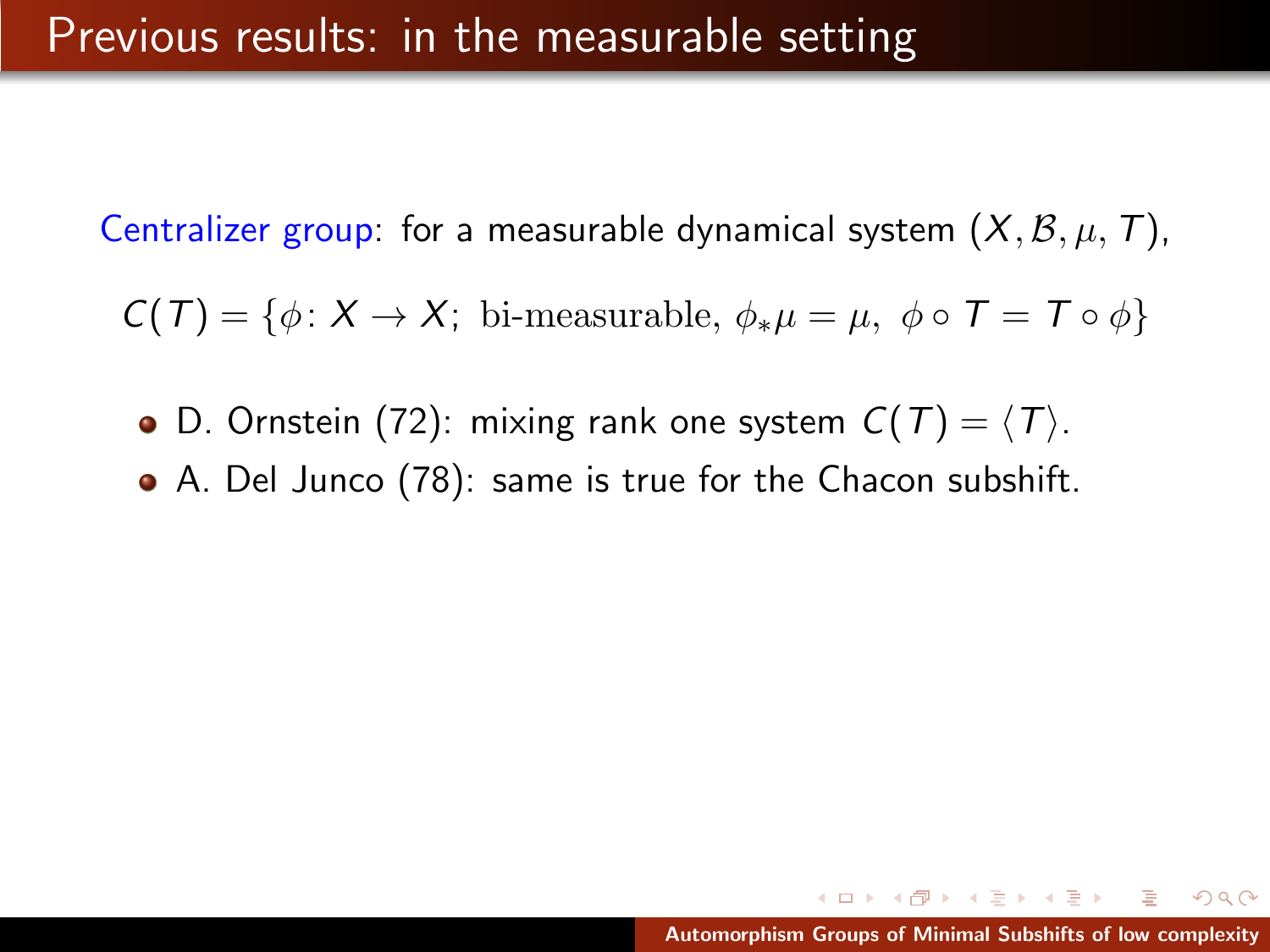# Previous results: in the measurable setting

Centralizer group: for a measurable dynamical system $(X, \mathcal{B}, \mu, T)$,

$$C(T) = \{\phi \colon X \to X;\ \text{bi-measurable},\ \phi_*\mu = \mu,\ \phi \circ T = T \circ \phi\}$$

- D. Ornstein (72): mixing rank one system $C(T) = \langle T \rangle$.
- A. Del Junco (78): same is true for the Chacon subshift.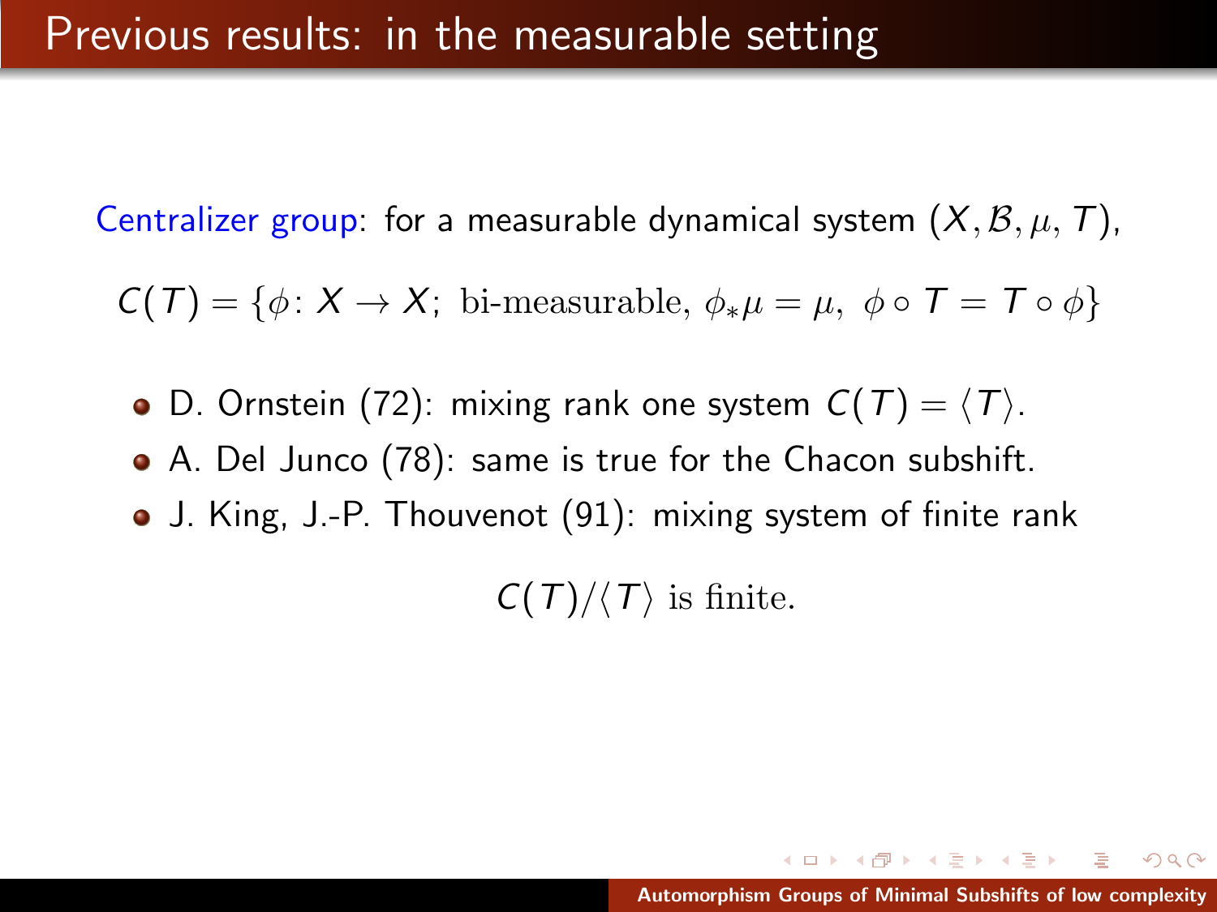# Previous results: in the measurable setting

Centralizer group: for a measurable dynamical system $(X, \mathcal{B}, \mu, T)$,

$$C(T) = \{\phi\colon X \to X;\ \text{bi-measurable},\ \phi_*\mu = \mu,\ \phi \circ T = T \circ \phi\}$$

- D. Ornstein (72): mixing rank one system $C(T) = \langle T \rangle$.
- A. Del Junco (78): same is true for the Chacon subshift.
- J. King, J.-P. Thouvenot (91): mixing system of finite rank

$$C(T)/\langle T \rangle \text{ is finite.}$$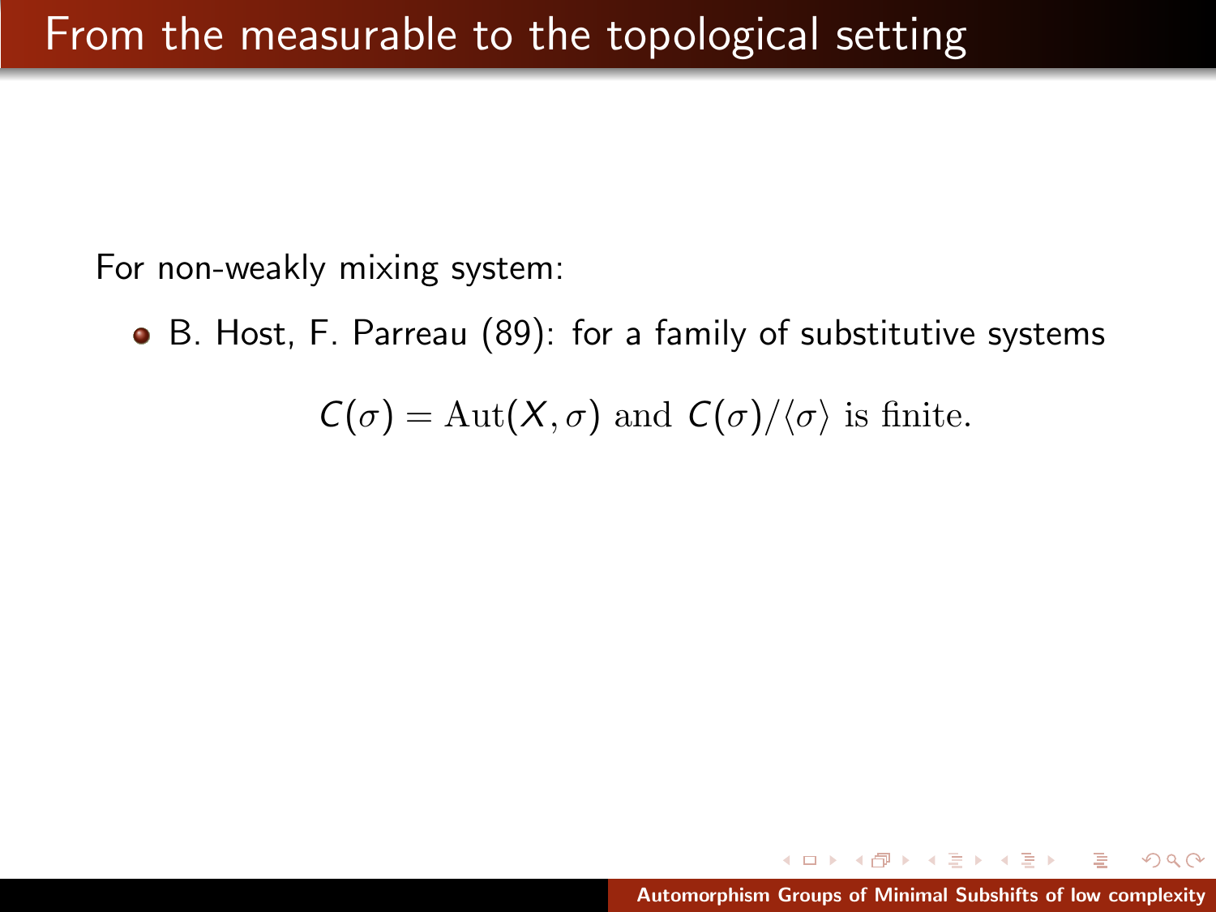# From the measurable to the topological setting

For non-weakly mixing system:

- B. Host, F. Parreau (89): for a family of substitutive systems

$$C(\sigma) = \mathrm{Aut}(X, \sigma) \text{ and } C(\sigma)/\langle \sigma \rangle \text{ is finite.}$$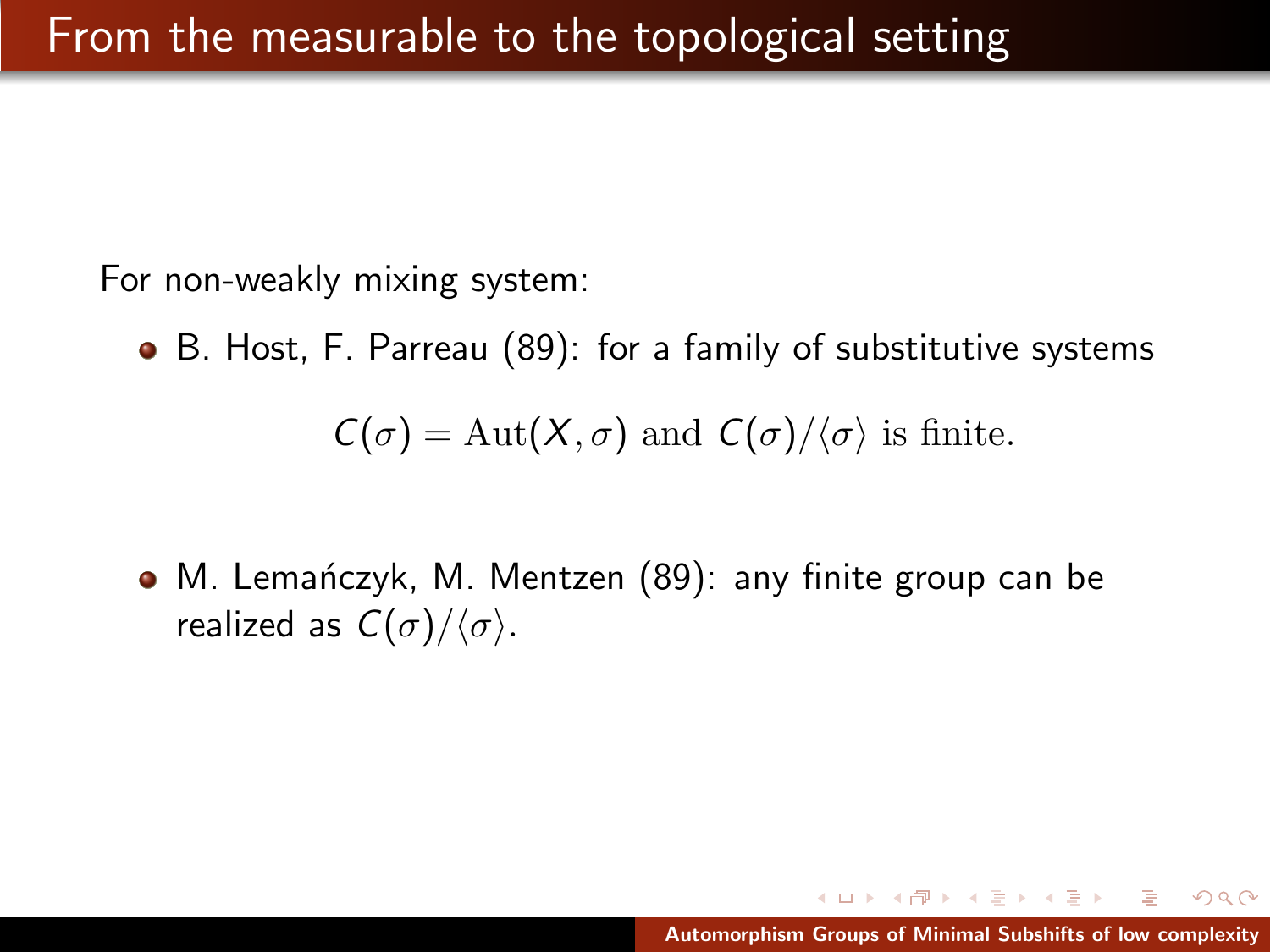# From the measurable to the topological setting

For non-weakly mixing system:

- B. Host, F. Parreau (89): for a family of substitutive systems

$$C(\sigma) = \mathrm{Aut}(X, \sigma) \text{ and } C(\sigma)/\langle \sigma \rangle \text{ is finite.}$$

- M. Lemańczyk, M. Mentzen (89): any finite group can be realized as $C(\sigma)/\langle \sigma \rangle$.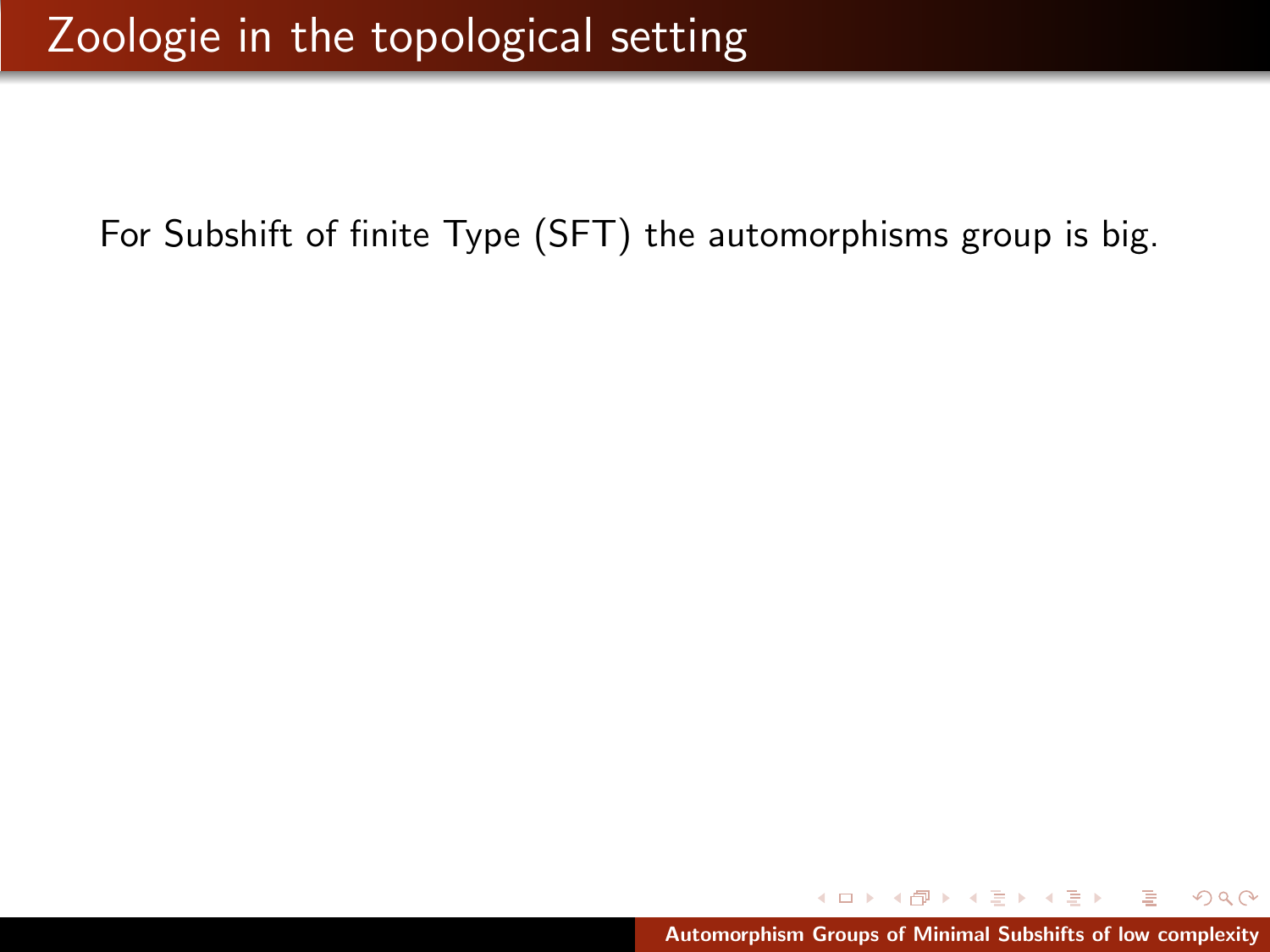# Zoologie in the topological setting

For Subshift of finite Type (SFT) the automorphisms group is big.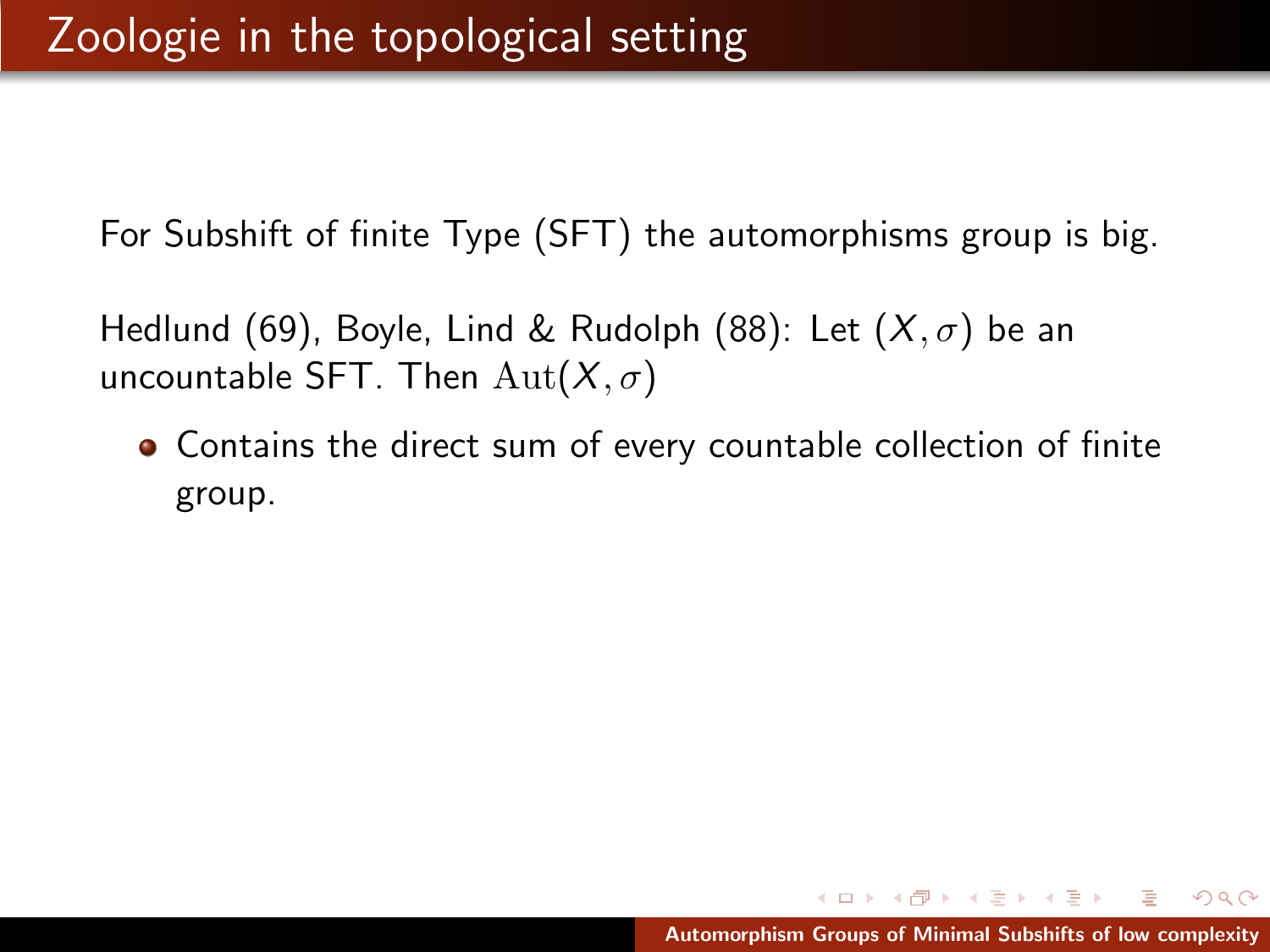# Zoologie in the topological setting

For Subshift of finite Type (SFT) the automorphisms group is big.

Hedlund (69), Boyle, Lind & Rudolph (88): Let $(X, \sigma)$ be an uncountable SFT. Then $\mathrm{Aut}(X, \sigma)$

- Contains the direct sum of every countable collection of finite group.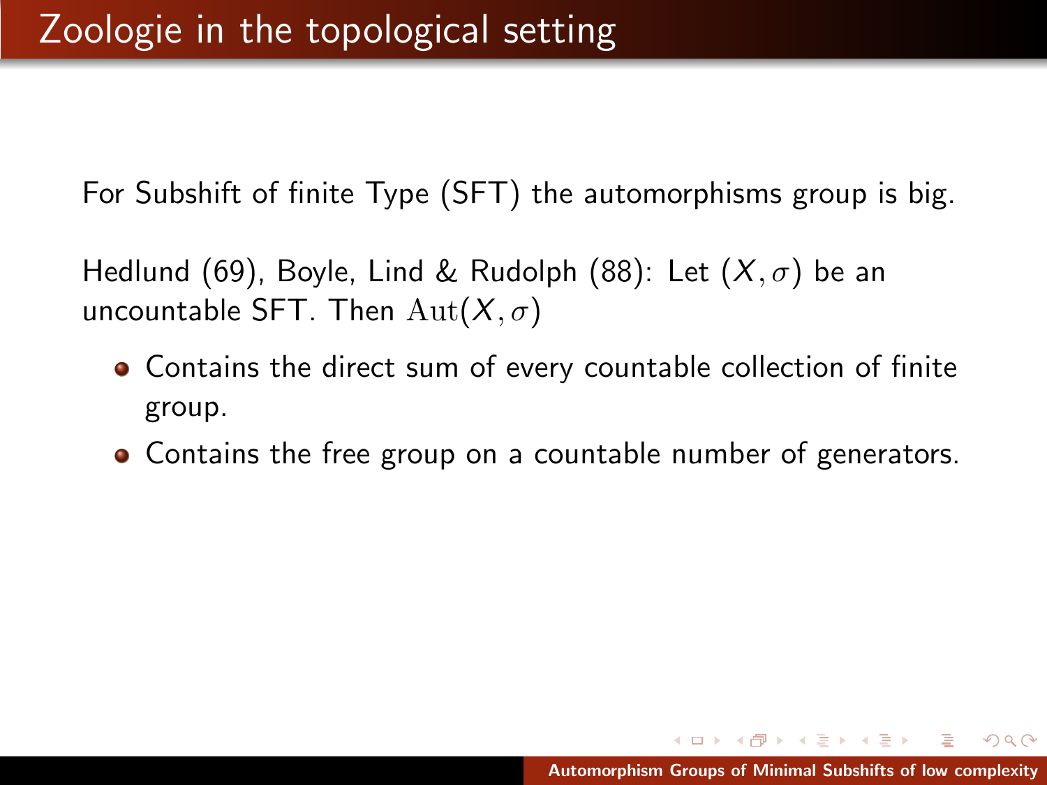# Zoologie in the topological setting

For Subshift of finite Type (SFT) the automorphisms group is big.

Hedlund (69), Boyle, Lind & Rudolph (88): Let $(X, \sigma)$ be an uncountable SFT. Then $\mathrm{Aut}(X, \sigma)$

- Contains the direct sum of every countable collection of finite group.
- Contains the free group on a countable number of generators.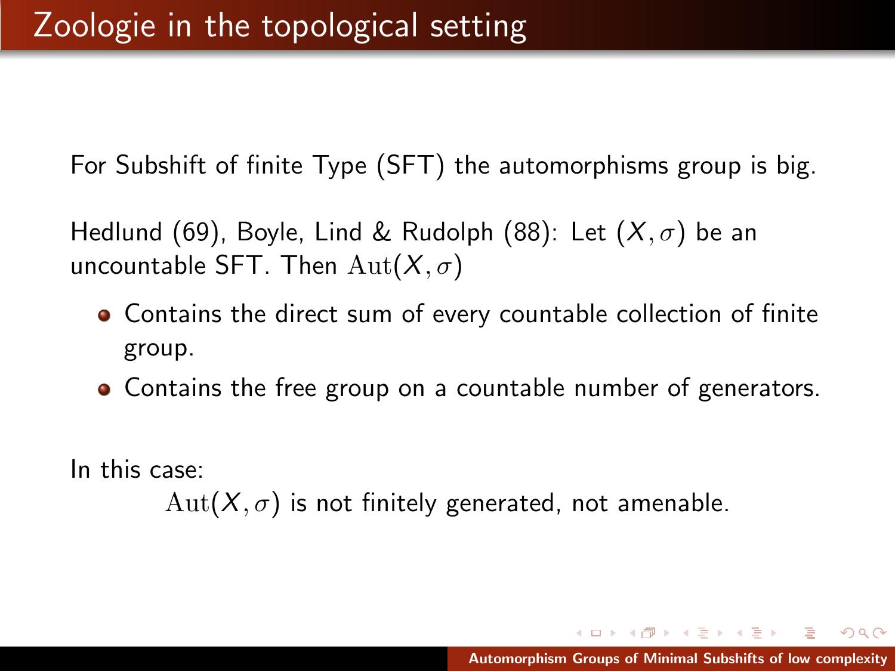# Zoologie in the topological setting

For Subshift of finite Type (SFT) the automorphisms group is big.

Hedlund (69), Boyle, Lind & Rudolph (88): Let $(X, \sigma)$ be an uncountable SFT. Then $\mathrm{Aut}(X, \sigma)$

- Contains the direct sum of every countable collection of finite group.
- Contains the free group on a countable number of generators.

In this case:

$\mathrm{Aut}(X, \sigma)$ is not finitely generated, not amenable.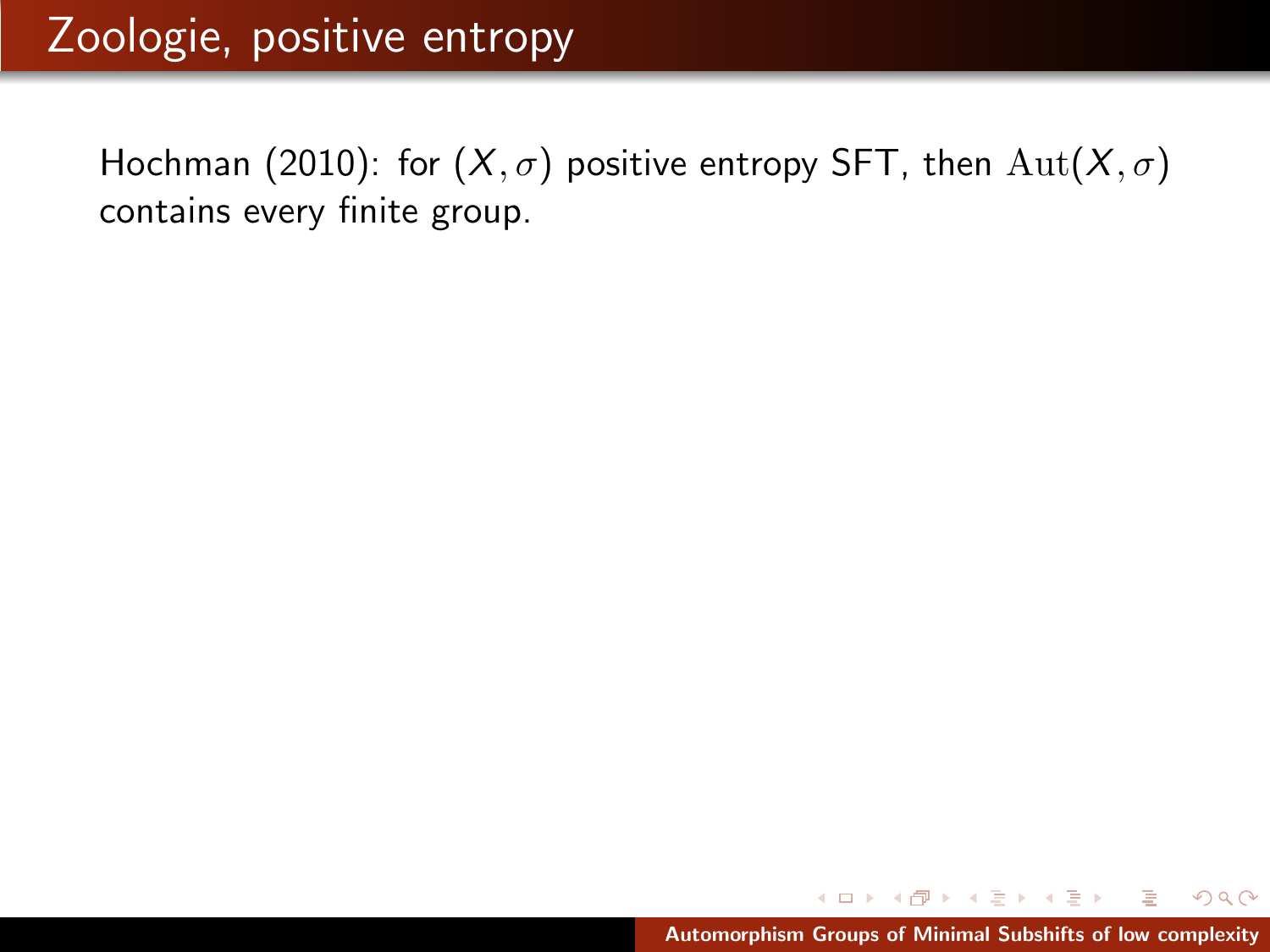# Zoologie, positive entropy

Hochman (2010): for $(X, \sigma)$ positive entropy SFT, then $\mathrm{Aut}(X, \sigma)$ contains every finite group.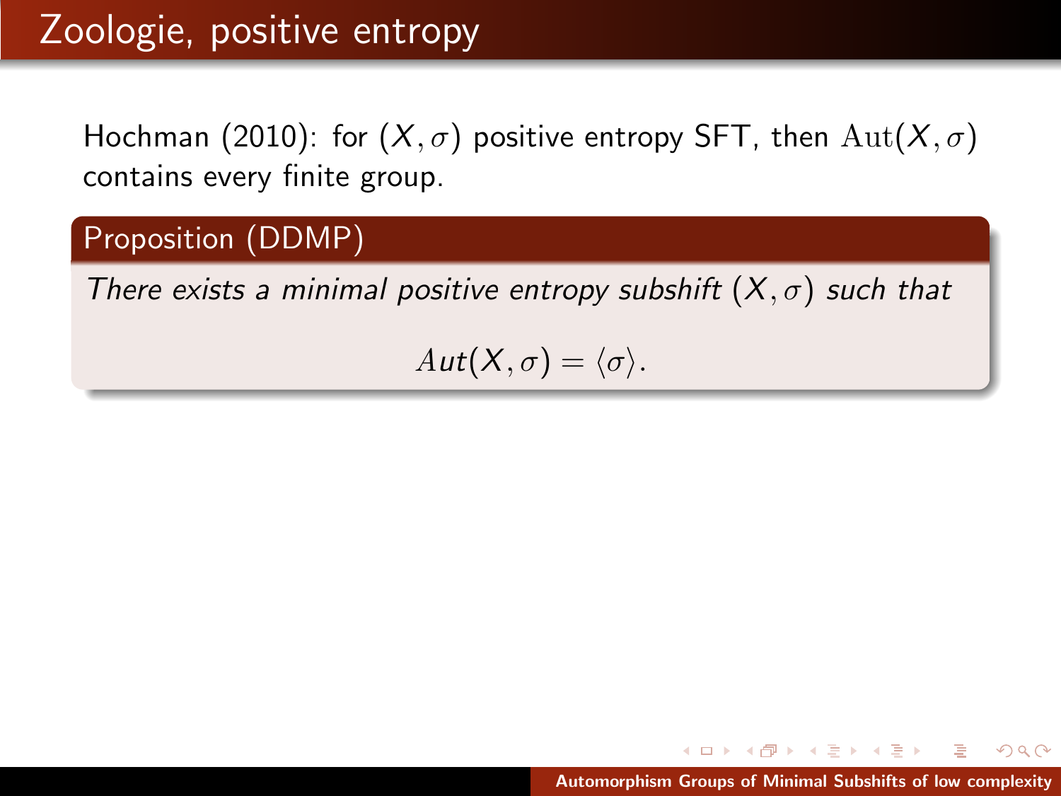# Zoologie, positive entropy

Hochman (2010): for $(X, \sigma)$ positive entropy SFT, then $\mathrm{Aut}(X, \sigma)$ contains every finite group.

**Proposition (DDMP)**

*There exists a minimal positive entropy subshift $(X, \sigma)$ such that*

$$Aut(X, \sigma) = \langle \sigma \rangle.$$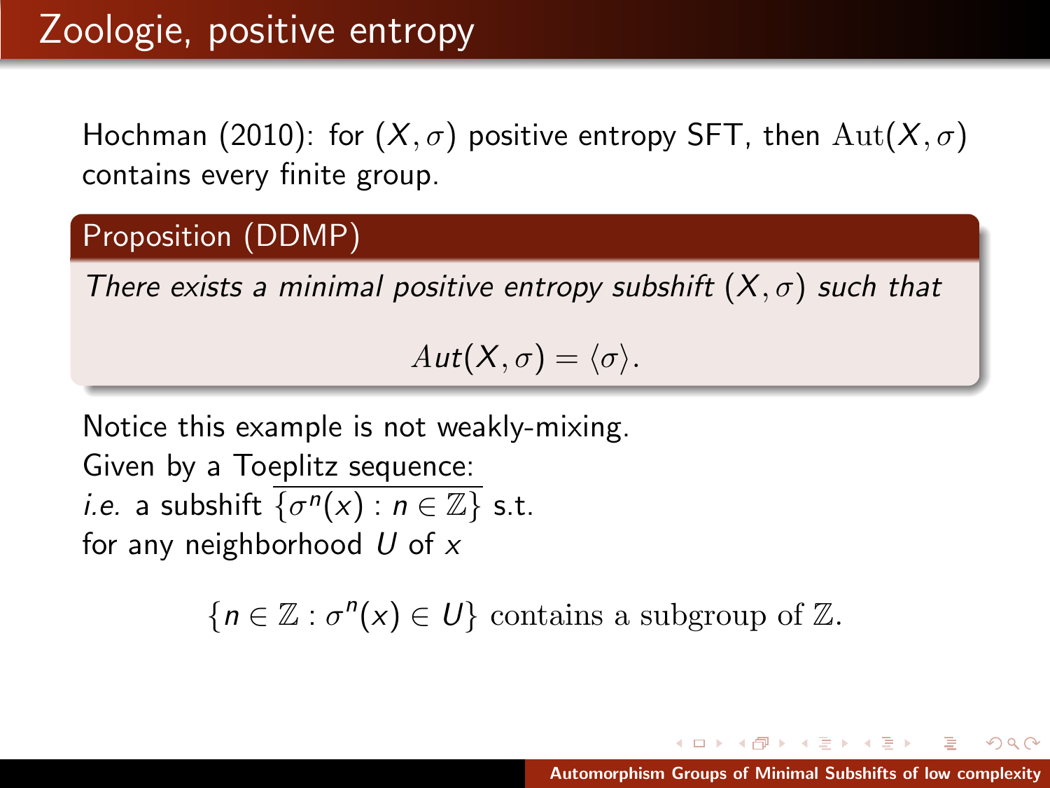# Zoologie, positive entropy

Hochman (2010): for $(X, \sigma)$ positive entropy SFT, then $\mathrm{Aut}(X, \sigma)$ contains every finite group.

**Proposition (DDMP)**

*There exists a minimal positive entropy subshift $(X, \sigma)$ such that*

$$Aut(X, \sigma) = \langle \sigma \rangle.$$

Notice this example is not weakly-mixing.
Given by a Toeplitz sequence:
*i.e.* a subshift $\overline{\{\sigma^n(x) : n \in \mathbb{Z}\}}$ s.t.
for any neighborhood $U$ of $x$

$$\{n \in \mathbb{Z} : \sigma^n(x) \in U\} \text{ contains a subgroup of } \mathbb{Z}.$$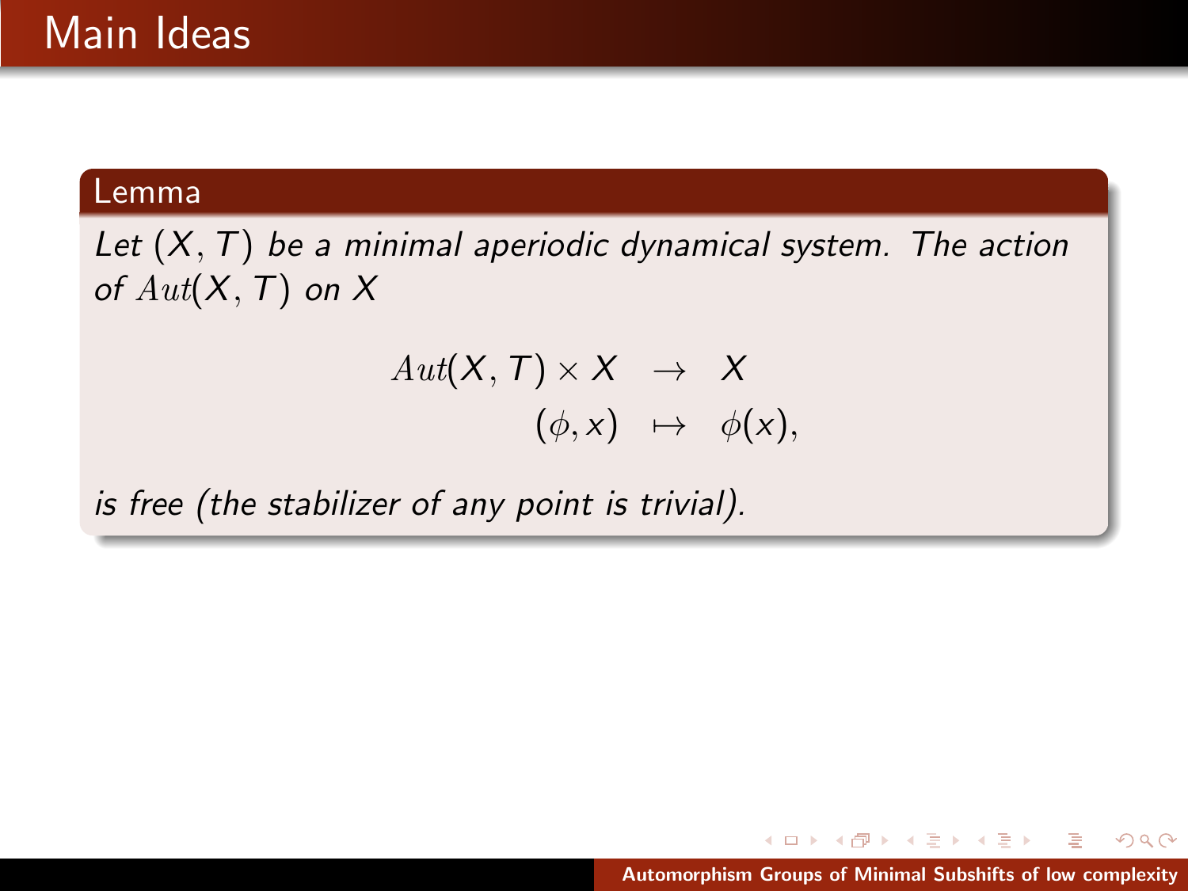## Main Ideas

**Lemma**

*Let $(X, T)$ be a minimal aperiodic dynamical system. The action of $Aut(X, T)$ on $X$*

$$
\begin{array}{rcl}
Aut(X, T) \times X & \rightarrow & X \\
(\phi, x) & \mapsto & \phi(x),
\end{array}
$$

*is free (the stabilizer of any point is trivial).*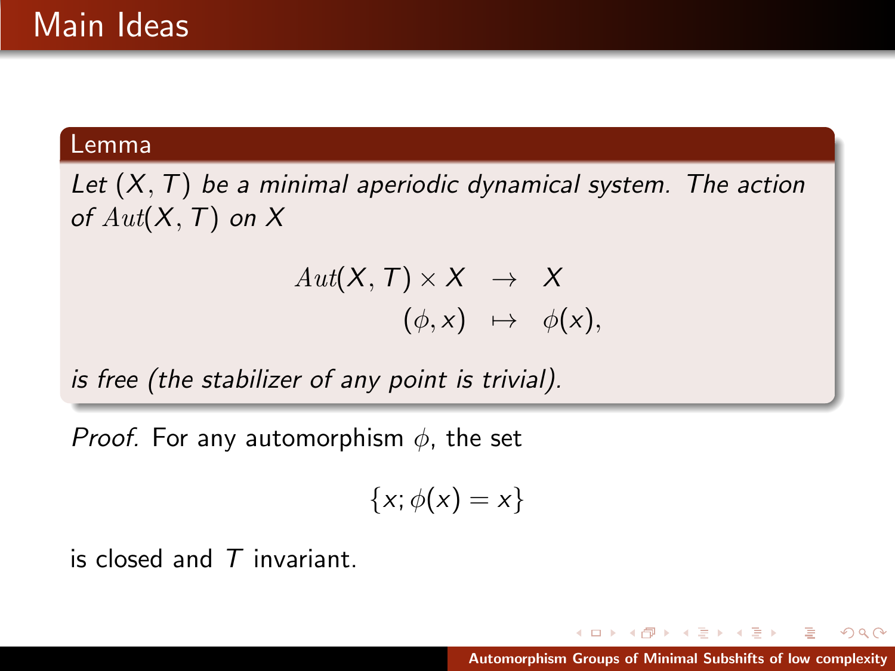# Main Ideas

**Lemma**

*Let $(X, T)$ be a minimal aperiodic dynamical system. The action of $Aut(X, T)$ on $X$*

$$\begin{array}{rcl} Aut(X,T) \times X & \rightarrow & X \\ (\phi, x) & \mapsto & \phi(x), \end{array}$$

*is free (the stabilizer of any point is trivial).*

*Proof.* For any automorphism $\phi$, the set

$$\{x; \phi(x) = x\}$$

is closed and $T$ invariant.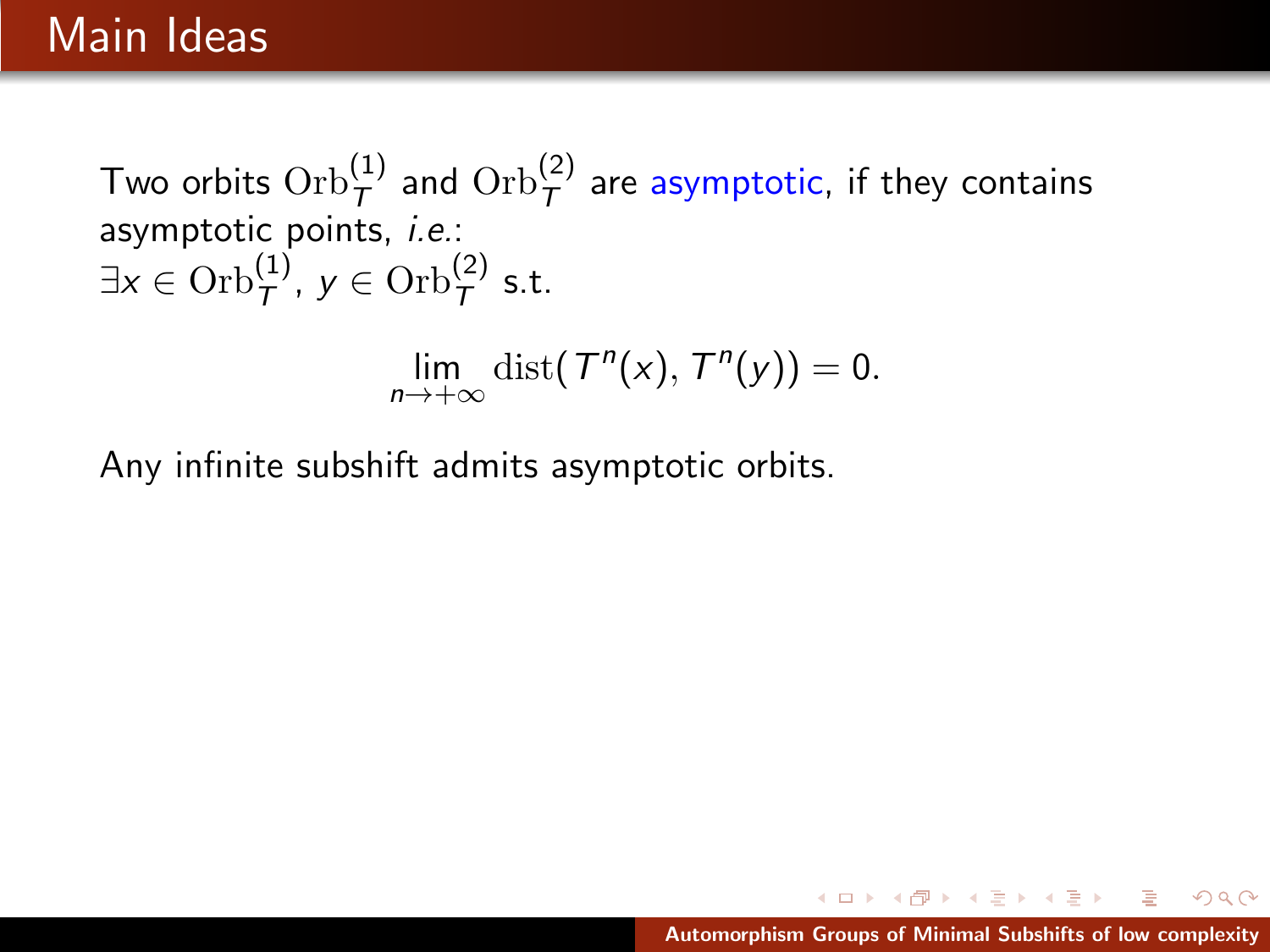# Main Ideas

Two orbits $\mathrm{Orb}_T^{(1)}$ and $\mathrm{Orb}_T^{(2)}$ are asymptotic, if they contains asymptotic points, *i.e.*:
$\exists x \in \mathrm{Orb}_T^{(1)}$, $y \in \mathrm{Orb}_T^{(2)}$ s.t.

$$\lim_{n \to +\infty} \mathrm{dist}(T^n(x), T^n(y)) = 0.$$

Any infinite subshift admits asymptotic orbits.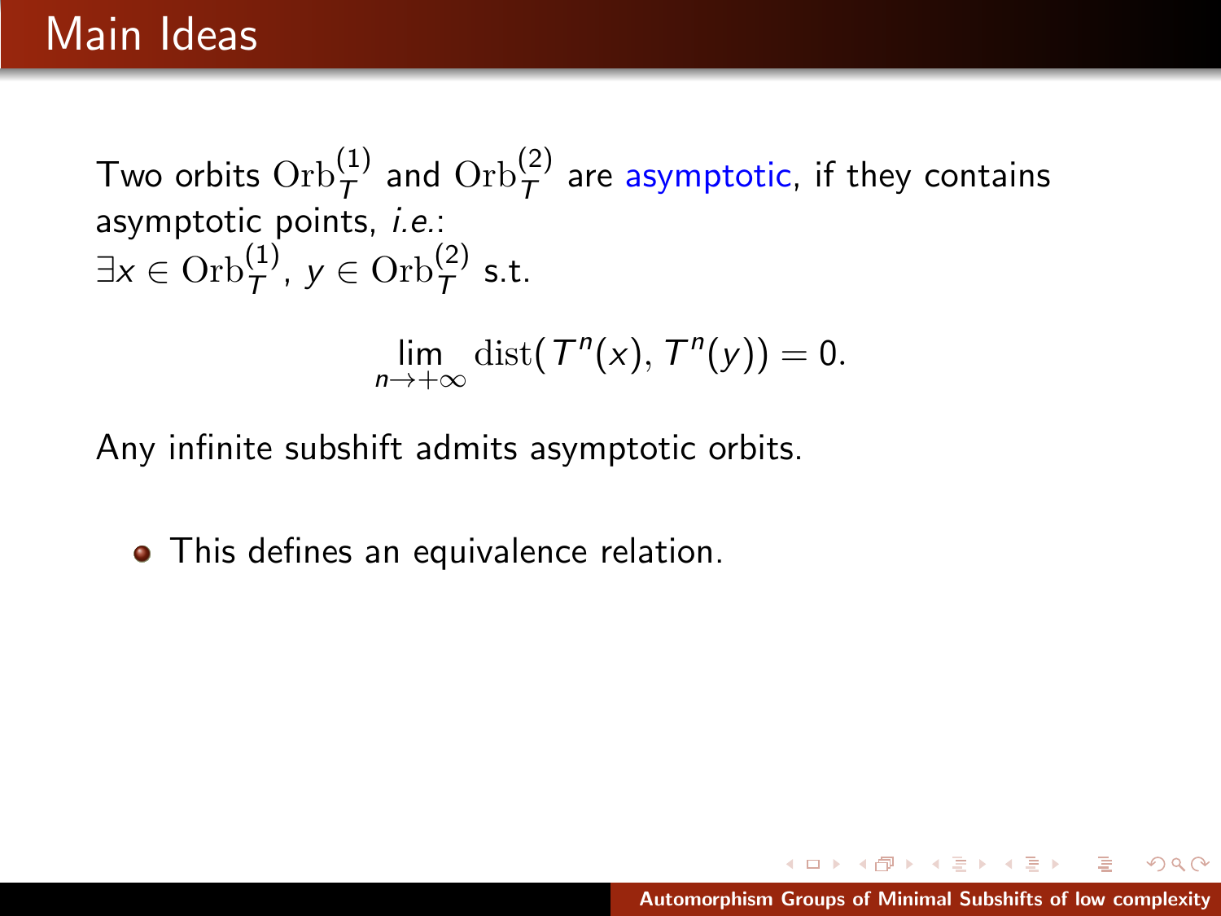# Main Ideas

Two orbits $\mathrm{Orb}_T^{(1)}$ and $\mathrm{Orb}_T^{(2)}$ are asymptotic, if they contains asymptotic points, *i.e.*:
$\exists x \in \mathrm{Orb}_T^{(1)}$, $y \in \mathrm{Orb}_T^{(2)}$ s.t.

$$\lim_{n \to +\infty} \mathrm{dist}(T^n(x), T^n(y)) = 0.$$

Any infinite subshift admits asymptotic orbits.

- This defines an equivalence relation.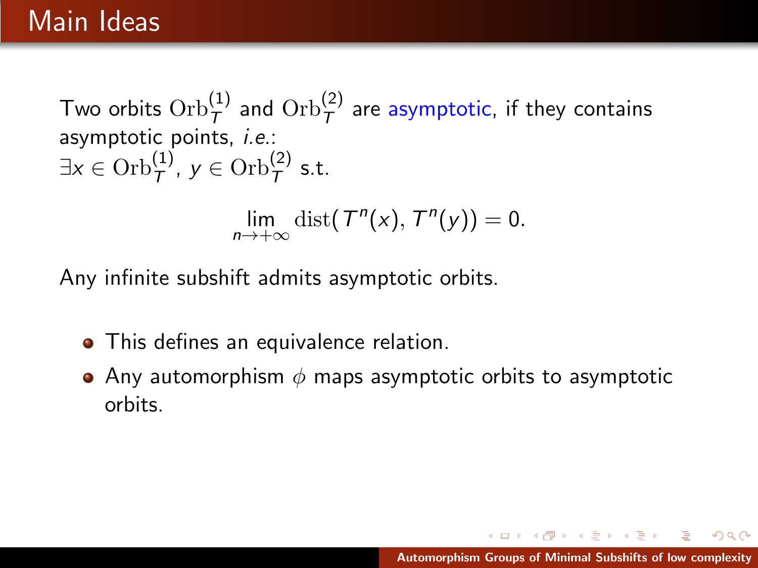## Main Ideas

Two orbits $\mathrm{Orb}_T^{(1)}$ and $\mathrm{Orb}_T^{(2)}$ are asymptotic, if they contains asymptotic points, *i.e.*:
$\exists x \in \mathrm{Orb}_T^{(1)}$, $y \in \mathrm{Orb}_T^{(2)}$ s.t.

$$\lim_{n \to +\infty} \mathrm{dist}(T^n(x), T^n(y)) = 0.$$

Any infinite subshift admits asymptotic orbits.

- This defines an equivalence relation.
- Any automorphism $\phi$ maps asymptotic orbits to asymptotic orbits.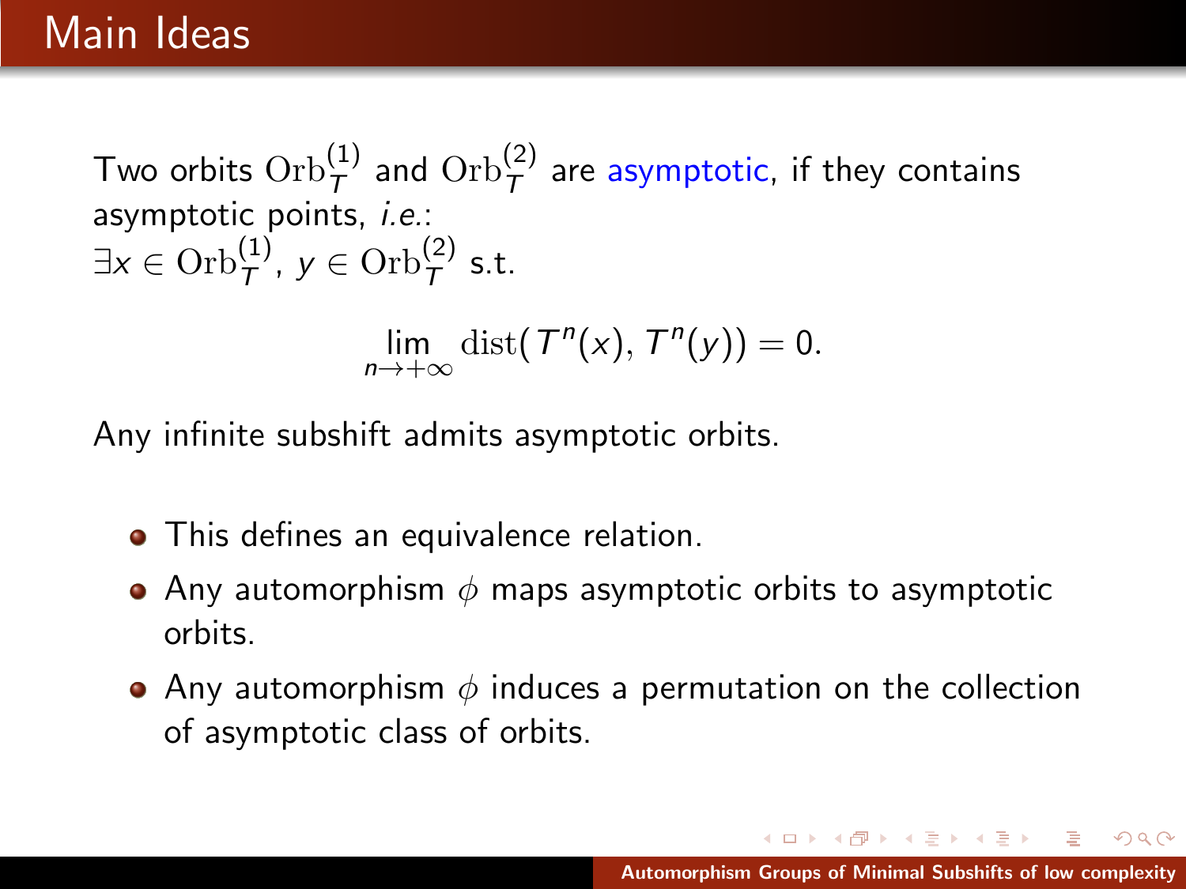# Main Ideas

Two orbits $\mathrm{Orb}_T^{(1)}$ and $\mathrm{Orb}_T^{(2)}$ are asymptotic, if they contains asymptotic points, *i.e.*:
$\exists x \in \mathrm{Orb}_T^{(1)}$, $y \in \mathrm{Orb}_T^{(2)}$ s.t.

$$\lim_{n \to +\infty} \mathrm{dist}(T^n(x), T^n(y)) = 0.$$

Any infinite subshift admits asymptotic orbits.

- This defines an equivalence relation.
- Any automorphism $\phi$ maps asymptotic orbits to asymptotic orbits.
- Any automorphism $\phi$ induces a permutation on the collection of asymptotic class of orbits.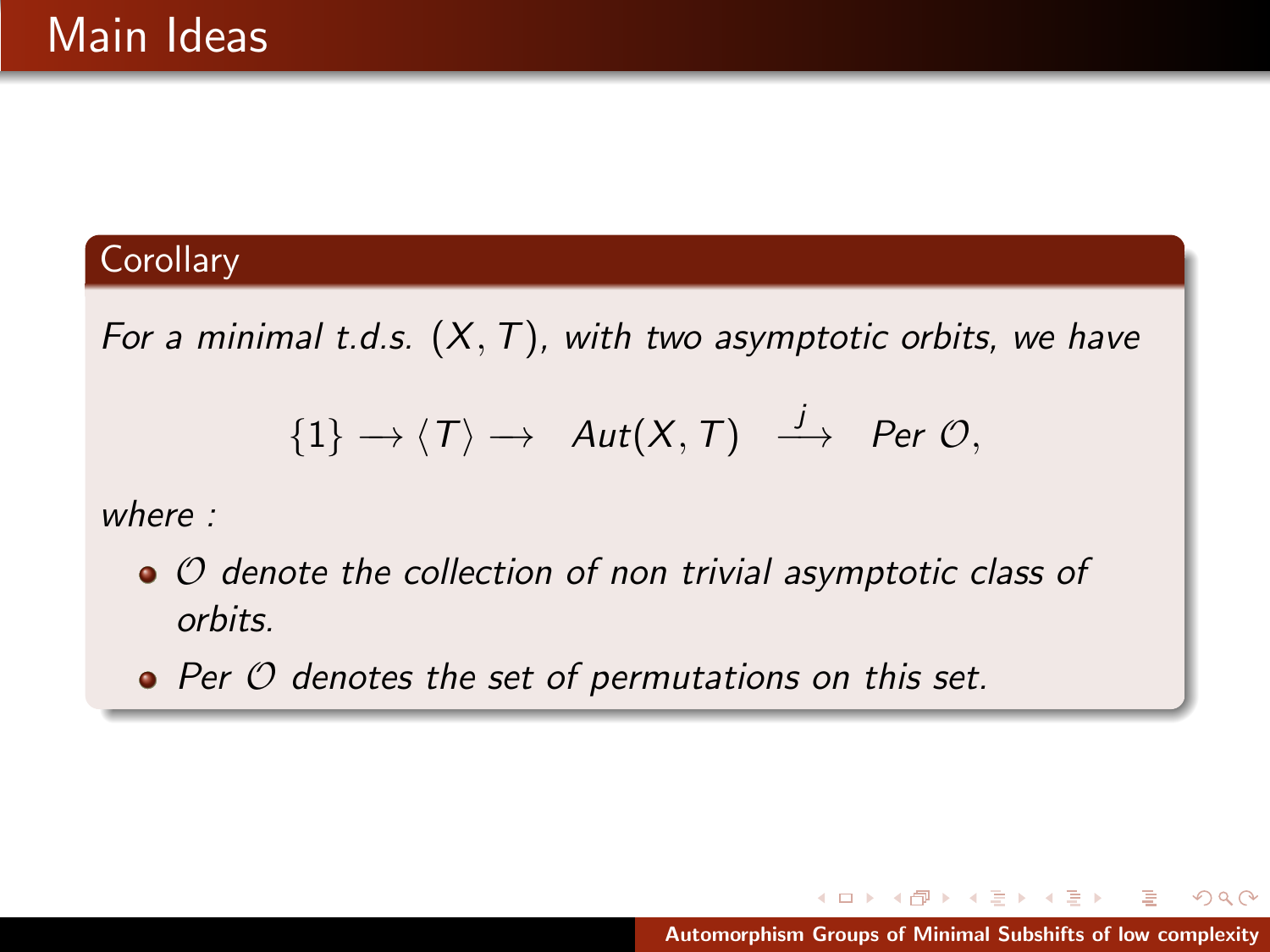# Main Ideas

**Corollary**

*For a minimal t.d.s. $(X, T)$, with two asymptotic orbits, we have*

$$\{1\} \longrightarrow \langle T \rangle \longrightarrow \quad Aut(X, T) \quad \stackrel{j}{\longrightarrow} \quad Per\ \mathcal{O},$$

*where :*

- *$\mathcal{O}$ denote the collection of non trivial asymptotic class of orbits.*
- *Per $\mathcal{O}$ denotes the set of permutations on this set.*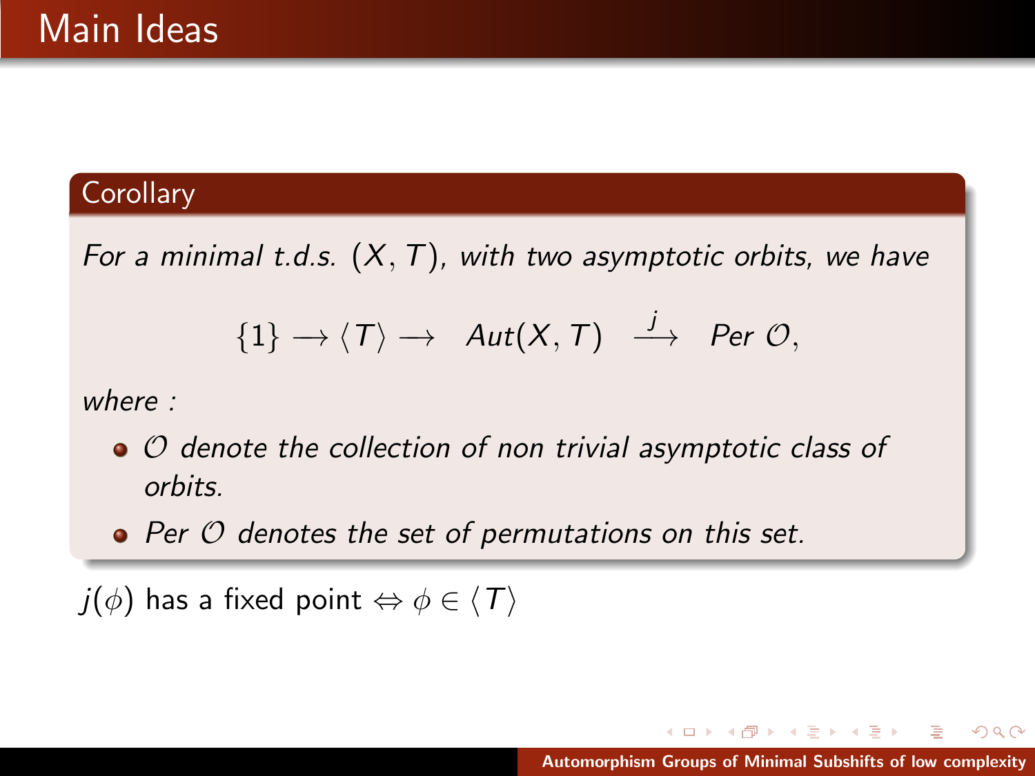# Main Ideas

**Corollary**

*For a minimal t.d.s. $(X, T)$, with two asymptotic orbits, we have*

$$\{1\} \longrightarrow \langle T \rangle \longrightarrow \quad Aut(X, T) \quad \overset{j}{\longrightarrow} \quad Per\ \mathcal{O},$$

*where :*

- *$\mathcal{O}$ denote the collection of non trivial asymptotic class of orbits.*
- *$Per\ \mathcal{O}$ denotes the set of permutations on this set.*

$j(\phi)$ has a fixed point $\Leftrightarrow \phi \in \langle T \rangle$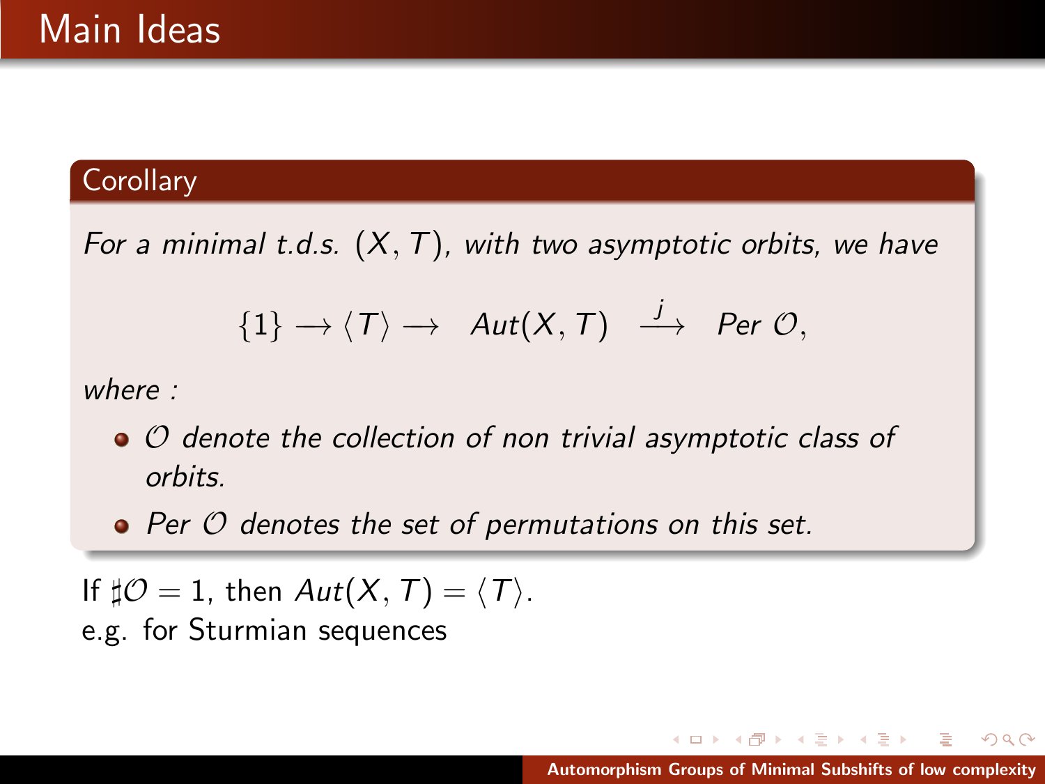# Main Ideas

**Corollary**

*For a minimal t.d.s. $(X, T)$, with two asymptotic orbits, we have*

$$\{1\} \longrightarrow \langle T \rangle \longrightarrow \; Aut(X, T) \; \stackrel{j}{\longrightarrow} \; Per \; \mathcal{O},$$

*where :*

- *$\mathcal{O}$ denote the collection of non trivial asymptotic class of orbits.*
- *$Per \; \mathcal{O}$ denotes the set of permutations on this set.*

If $\sharp\mathcal{O} = 1$, then $Aut(X, T) = \langle T \rangle$.
e.g. for Sturmian sequences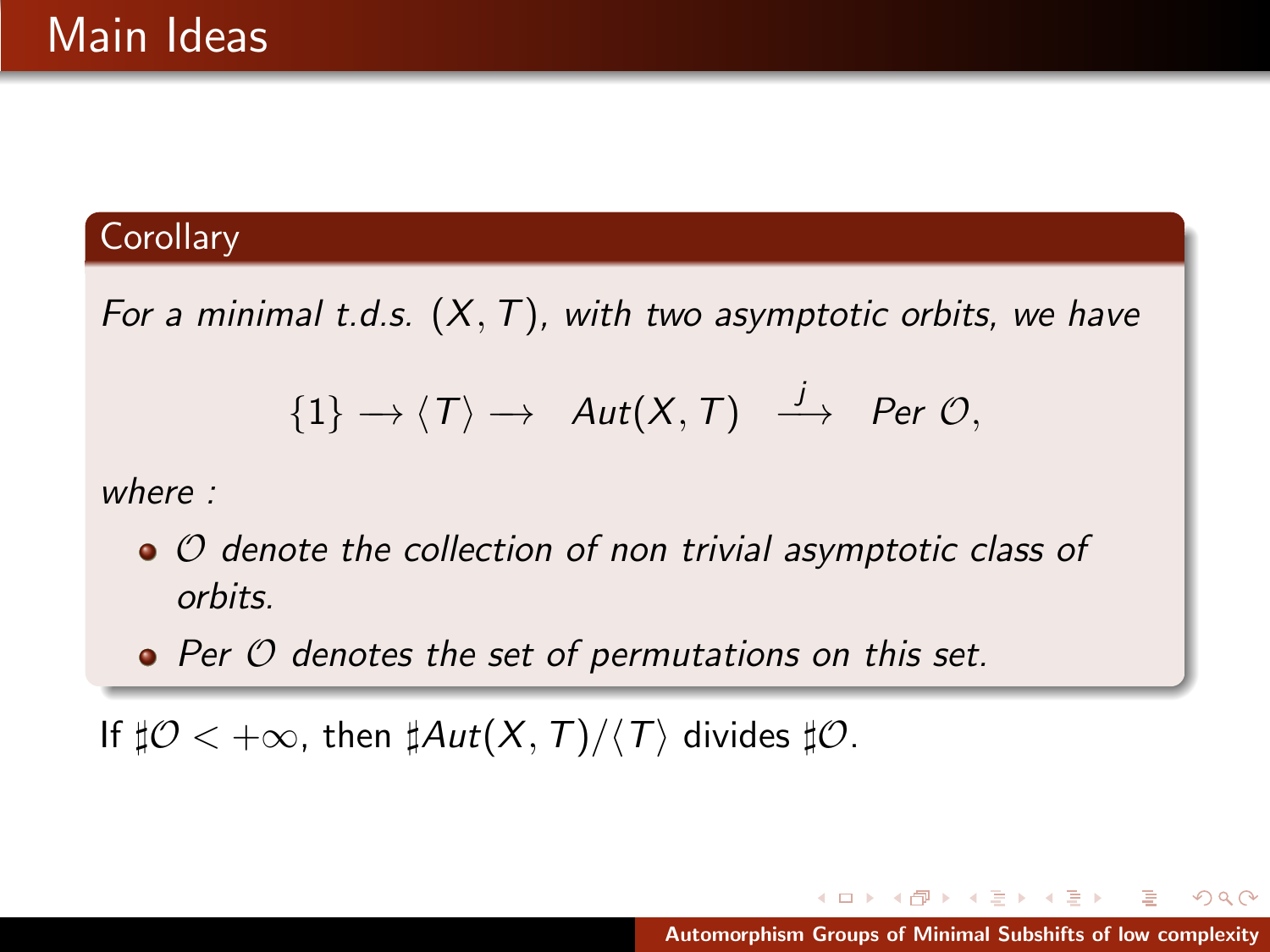# Main Ideas

**Corollary**

*For a minimal t.d.s. $(X, T)$, with two asymptotic orbits, we have*

$$\{1\} \longrightarrow \langle T \rangle \longrightarrow \quad Aut(X, T) \quad \stackrel{j}{\longrightarrow} \quad Per\ \mathcal{O},$$

*where :*

- *$\mathcal{O}$ denote the collection of non trivial asymptotic class of orbits.*
- *$Per\ \mathcal{O}$ denotes the set of permutations on this set.*

If $\sharp\mathcal{O} < +\infty$, then $\sharp Aut(X, T)/\langle T \rangle$ divides $\sharp\mathcal{O}$.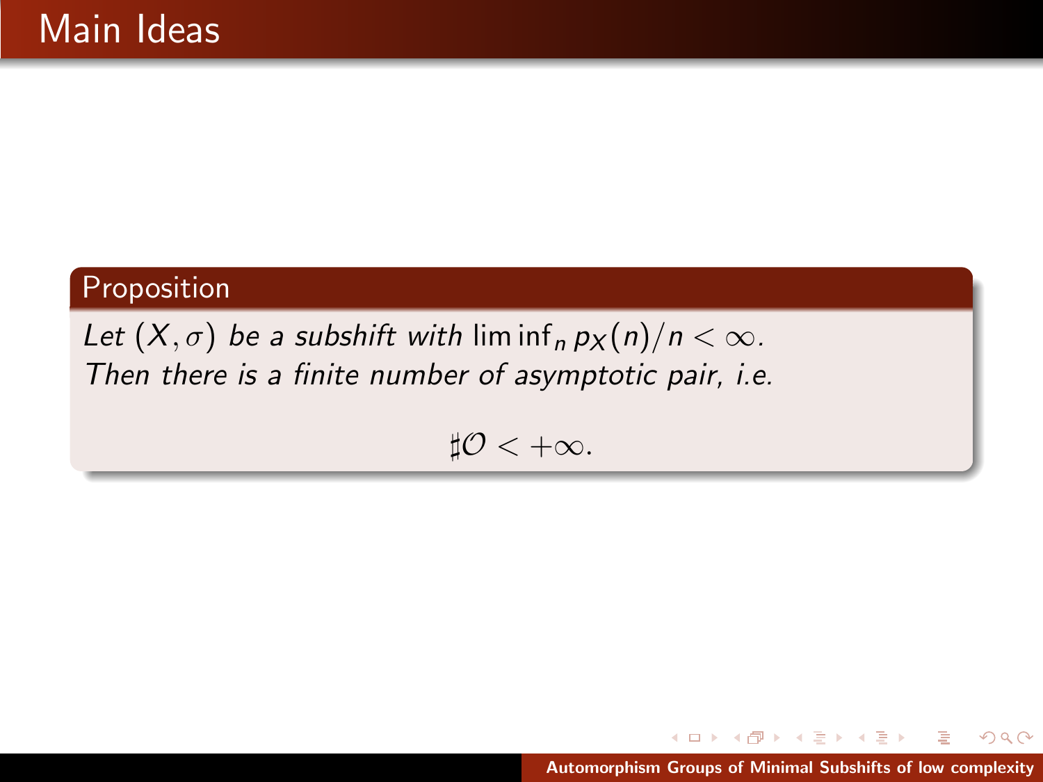# Main Ideas

**Proposition**

*Let $(X, \sigma)$ be a subshift with $\liminf_n p_X(n)/n < \infty$. Then there is a finite number of asymptotic pair, i.e.*

$$\sharp \mathcal{O} < +\infty.$$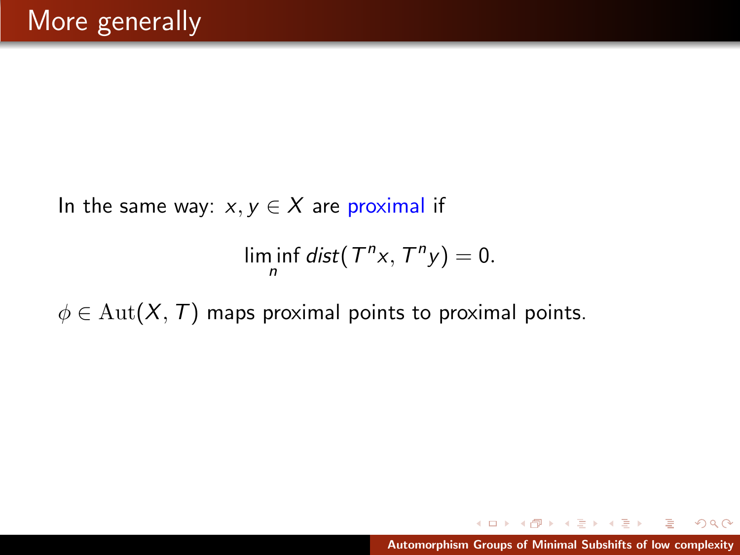# More generally

In the same way: $x, y \in X$ are proximal if

$$\liminf_{n} dist(T^n x, T^n y) = 0.$$

$\phi \in \mathrm{Aut}(X, T)$ maps proximal points to proximal points.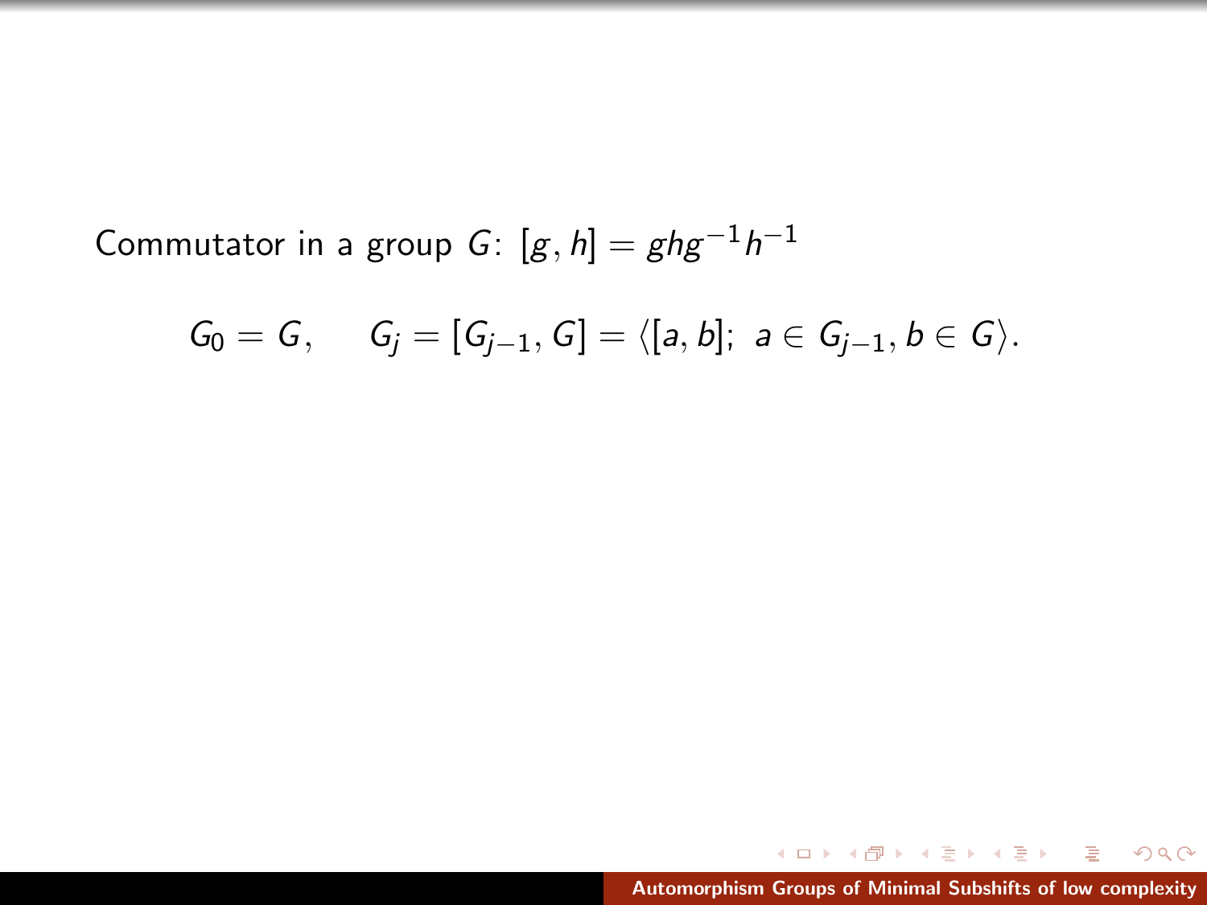Commutator in a group $G$: $[g, h] = ghg^{-1}h^{-1}$

$$G_0 = G, \qquad G_j = [G_{j-1}, G] = \langle [a, b];\ a \in G_{j-1}, b \in G \rangle.$$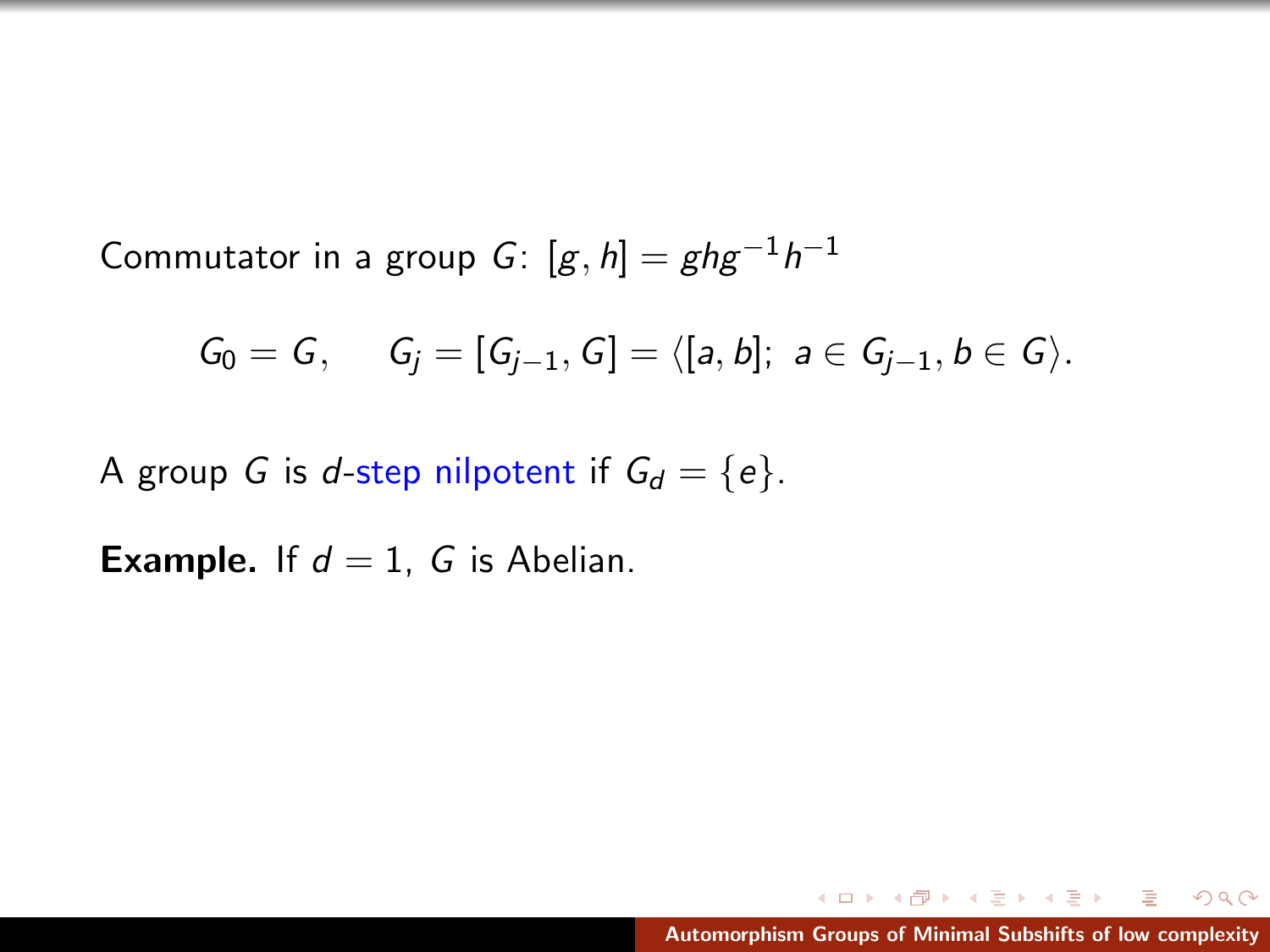Commutator in a group $G$: $[g, h] = ghg^{-1}h^{-1}$

$$G_0 = G, \qquad G_j = [G_{j-1}, G] = \langle [a, b];\ a \in G_{j-1}, b \in G \rangle.$$

A group $G$ is $d$-step nilpotent if $G_d = \{e\}$.

**Example.** If $d = 1$, $G$ is Abelian.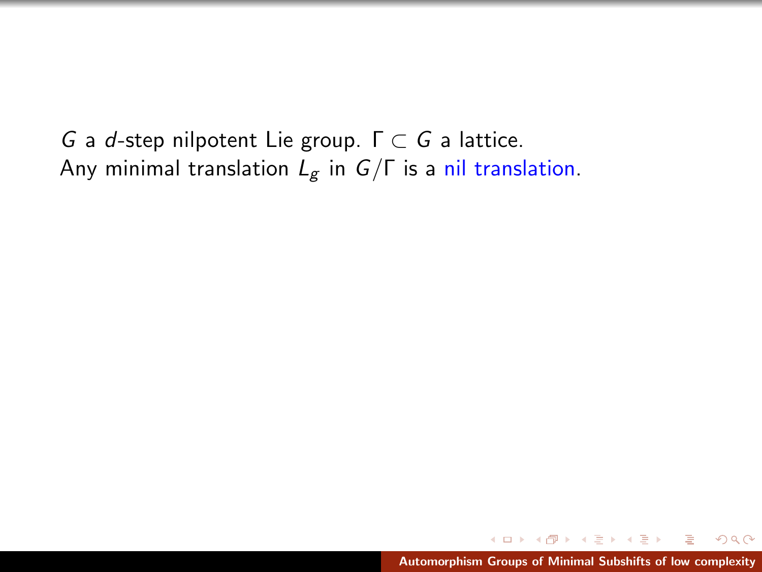$G$ a $d$-step nilpotent Lie group. $\Gamma \subset G$ a lattice.
Any minimal translation $L_g$ in $G/\Gamma$ is a nil translation.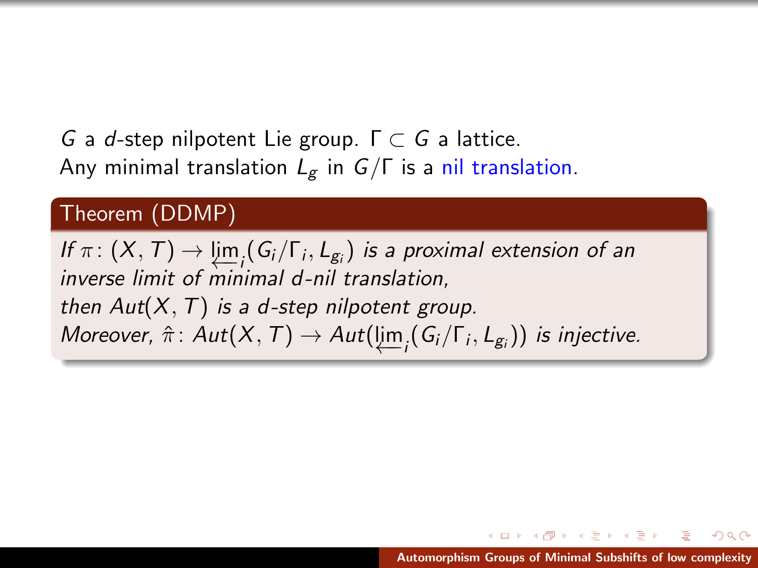$G$ a $d$-step nilpotent Lie group. $\Gamma \subset G$ a lattice.
Any minimal translation $L_g$ in $G/\Gamma$ is a nil translation.

**Theorem (DDMP)**

*If $\pi\colon (X,T) \to \varprojlim_i (G_i/\Gamma_i, L_{g_i})$ is a proximal extension of an inverse limit of minimal $d$-nil translation, then $Aut(X,T)$ is a $d$-step nilpotent group.*
*Moreover, $\hat{\pi}\colon Aut(X,T) \to Aut(\varprojlim_i (G_i/\Gamma_i, L_{g_i}))$ is injective.*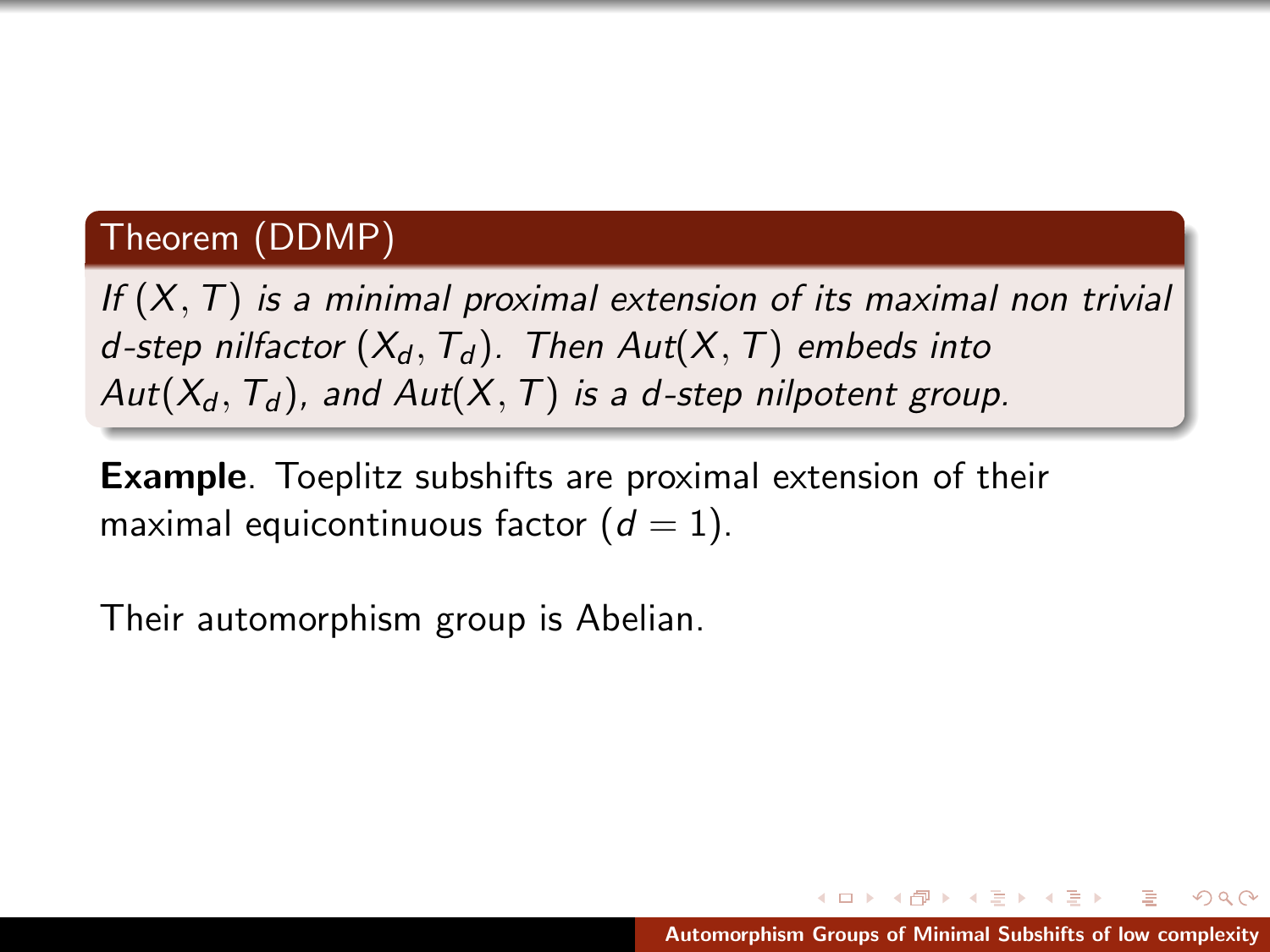**Theorem (DDMP)**

*If $(X, T)$ is a minimal proximal extension of its maximal non trivial $d$-step nilfactor $(X_d, T_d)$. Then $Aut(X, T)$ embeds into $Aut(X_d, T_d)$, and $Aut(X, T)$ is a $d$-step nilpotent group.*

**Example**. Toeplitz subshifts are proximal extension of their maximal equicontinuous factor ($d = 1$).

Their automorphism group is Abelian.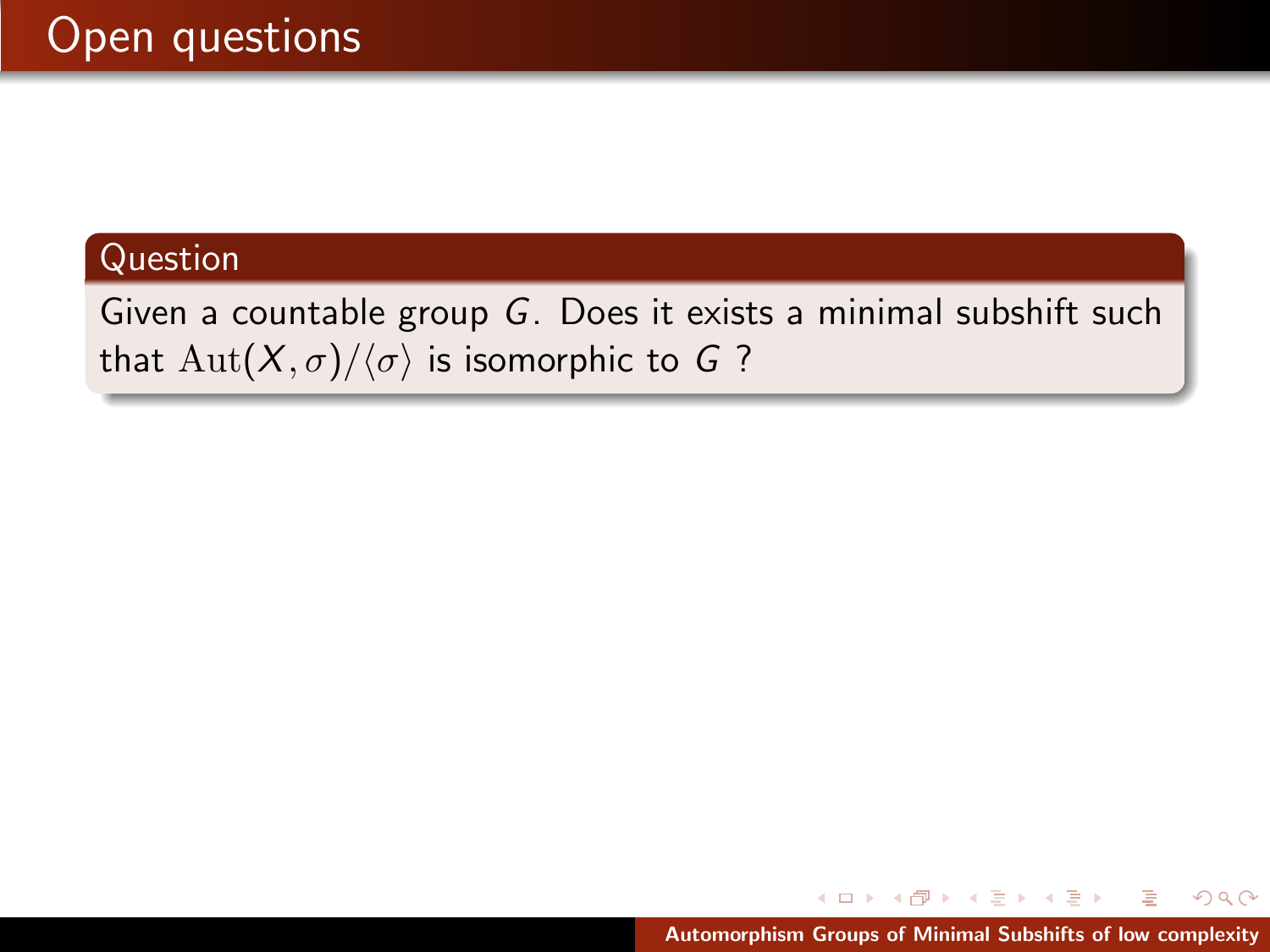# Open questions

**Question**

Given a countable group $G$. Does it exists a minimal subshift such that $\mathrm{Aut}(X, \sigma)/\langle\sigma\rangle$ is isomorphic to $G$ ?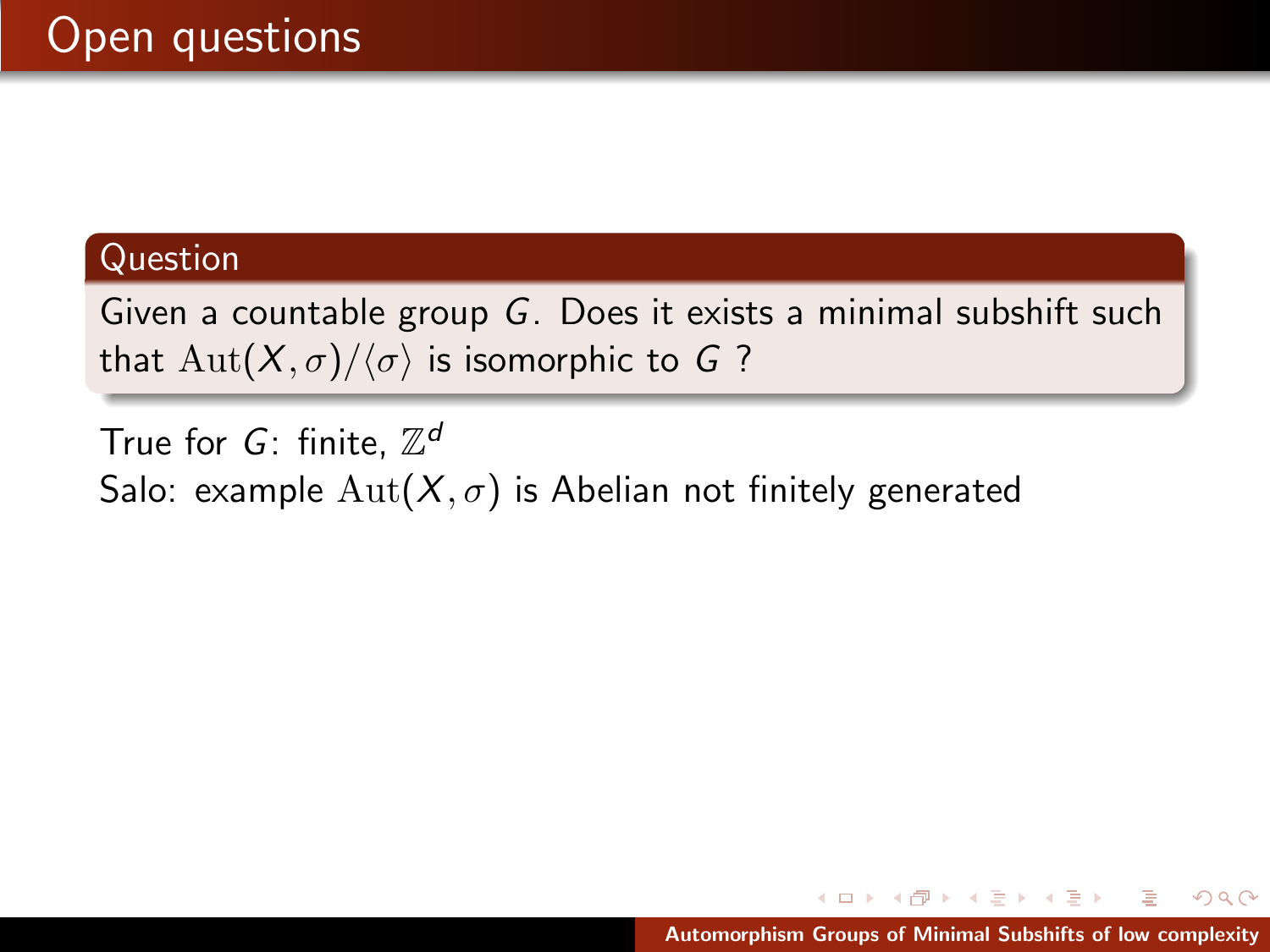# Open questions

**Question**

Given a countable group $G$. Does it exists a minimal subshift such that $\mathrm{Aut}(X, \sigma)/\langle\sigma\rangle$ is isomorphic to $G$ ?

True for $G$: finite, $\mathbb{Z}^d$

Salo: example $\mathrm{Aut}(X, \sigma)$ is Abelian not finitely generated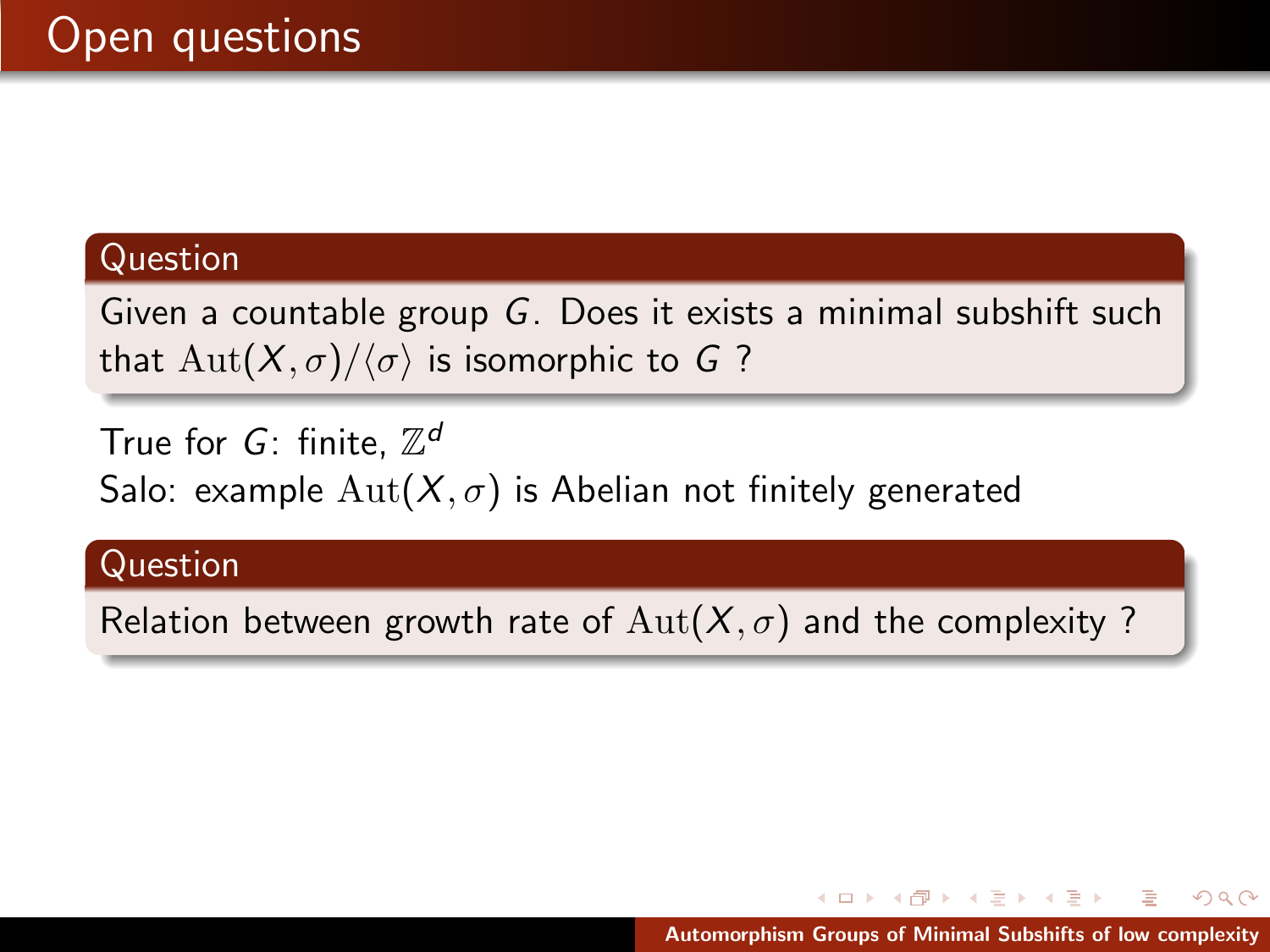# Open questions

**Question**

Given a countable group $G$. Does it exists a minimal subshift such that $\mathrm{Aut}(X, \sigma)/\langle\sigma\rangle$ is isomorphic to $G$ ?

True for $G$: finite, $\mathbb{Z}^d$

Salo: example $\mathrm{Aut}(X, \sigma)$ is Abelian not finitely generated

**Question**

Relation between growth rate of $\mathrm{Aut}(X, \sigma)$ and the complexity ?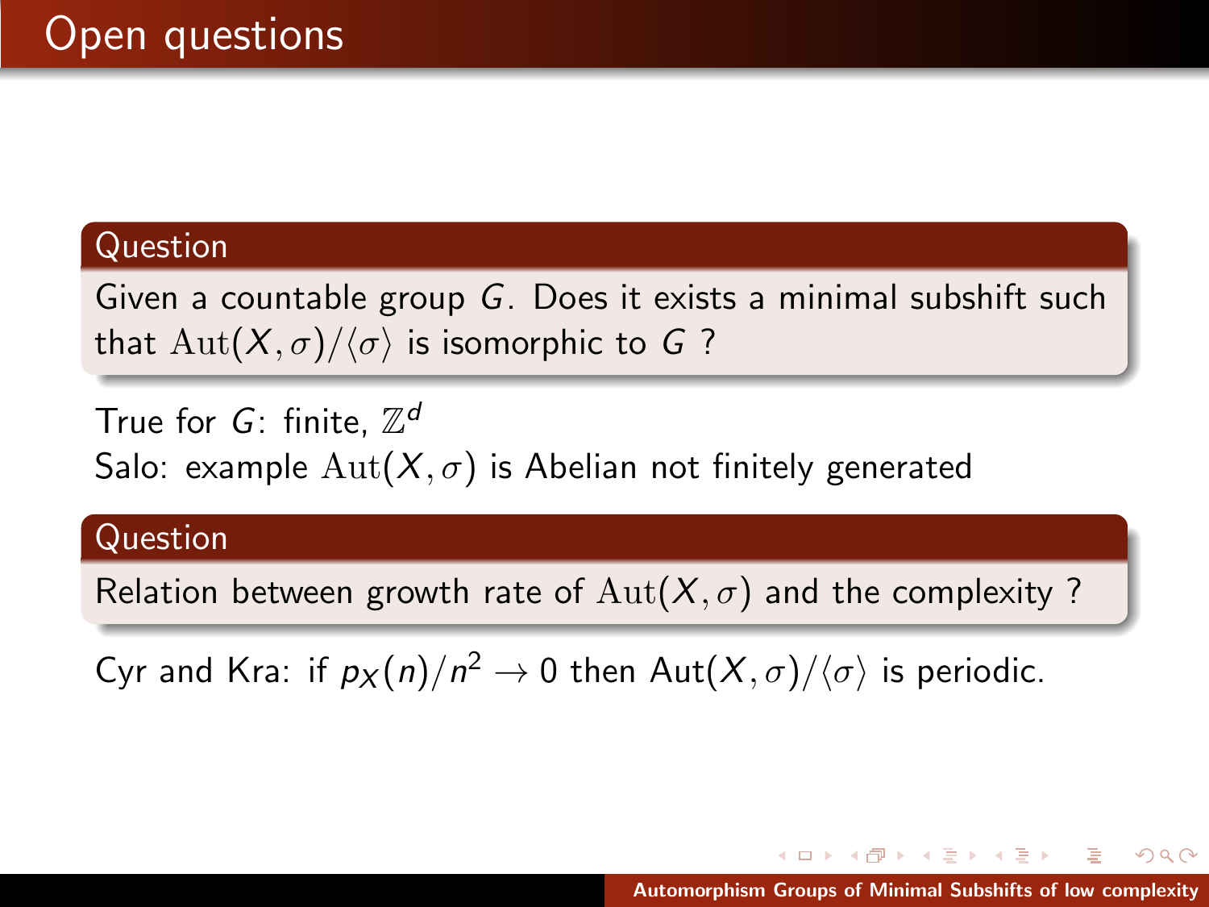# Open questions

**Question**

Given a countable group $G$. Does it exists a minimal subshift such that $\mathrm{Aut}(X, \sigma)/\langle \sigma \rangle$ is isomorphic to $G$ ?

True for $G$: finite, $\mathbb{Z}^d$

Salo: example $\mathrm{Aut}(X, \sigma)$ is Abelian not finitely generated

**Question**

Relation between growth rate of $\mathrm{Aut}(X, \sigma)$ and the complexity ?

Cyr and Kra: if $p_X(n)/n^2 \to 0$ then $\mathrm{Aut}(X, \sigma)/\langle \sigma \rangle$ is periodic.